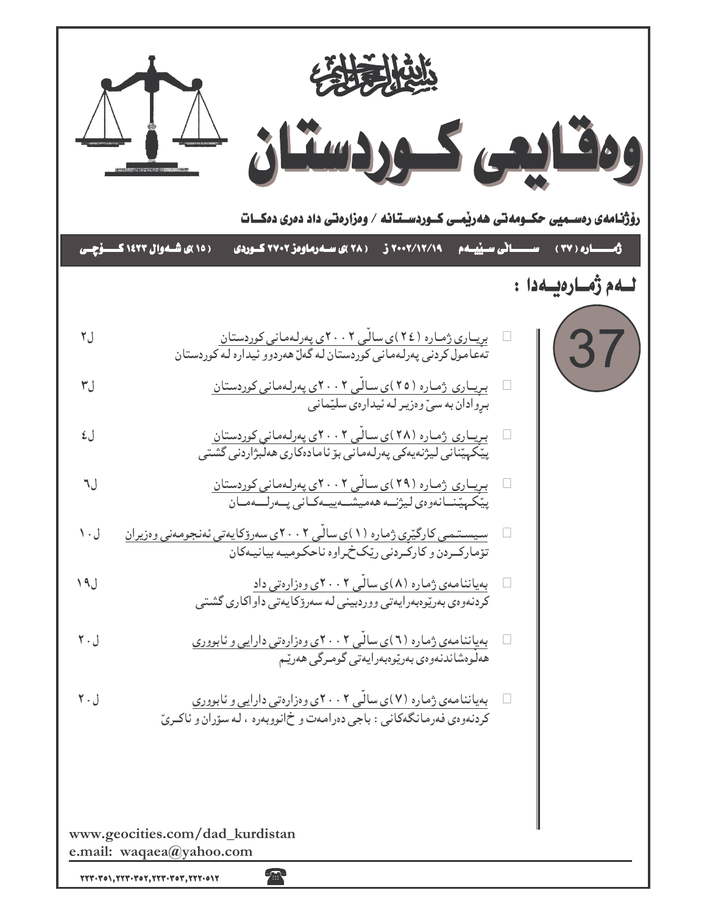بسم الله الرحمن الرحيم

# وەقایعی كوردستان

**رۆژنامەی رەسمیی حكومەتی هەرێمی كوردستانە / وەزارەتی داد دەری دەكات**

**ژمارە (٣٧) سالی سێیەم ٢٠٠٢/١٢/١٩ ز (٢٨)ی سەرماوەز ٢٧٠٢ كوردی (١٥)ی شەوال ١٤٢٣ كۆچی**

## لەم ژمارەیەدا :

37

- بڕیاری ژمارە (٢٤)ی ساڵی ٢٠٠٢ی پەرلەمانی كوردستان
  تەعامول كردنی پەرلەمانی كوردستان لە گەڵ هەردوو ئیدارە لە كوردستان — ل٢
- بڕیاری ژمارە (٢٥)ی ساڵی ٢٠٠٢ی پەرلەمانی كوردستان
  بڕوادان بە سێ وەزیر لە ئیدارەی سلێمانی — ل٣
- بڕیاری ژمارە (٢٨)ی ساڵی ٢٠٠٢ی پەرلەمانی كوردستان
  پێكهێنانی لیژنەیەكی پەرلەمانی بۆ ئامادەكاری هەڵبژاردنی گشتی — ل٤
- بڕیاری ژمارە (٢٩)ی ساڵی ٢٠٠٢ی پەرلەمانی كوردستان
  پێكهێنانەوەی لیژنە هەمیشەییەكانی پەرلەمان — ل٦
- سیستەمی كارگێری ژمارە (١)ی ساڵی ٢٠٠٢ی سەرۆكایەتی ئەنجومەنی وەزیران
  تۆماركردن و كاركردنی رێكخراوە ناحكومییە بیانییەكان — ل١٠
- بەیاننامەی ژمارە (٨)ی ساڵی ٢٠٠٢ی وەزارەتی داد
  كردنەوەی بەڕێوەبەرایەتی ووردبینی لە سەرۆكایەتی داواكاری گشتی — ل١٩
- بەیاننامەی ژمارە (٦)ی ساڵی ٢٠٠٢ی وەزارەتی دارایی و ئابووری
  هەڵوەشاندنەوەی بەڕێوەبەرایەتی گومرگی هەرێم — ل٢٠
- بەیاننامەی ژمارە (٧)ی ساڵی ٢٠٠٢ی وەزارەتی دارایی و ئابووری
  كردنەوەی فەرمانگەكانی : باجی دەرامەت و خانووبەرە ، لە سۆران و ئاكرێ — ل٢٠

www.geocities.com/dad_kurdistan
e.mail: waqaea@yahoo.com

٢٢٣٠٣٥١,٢٢٣٠٣٥٢,٢٢٣٠٣٥٣,٢٢٢٠٥١٢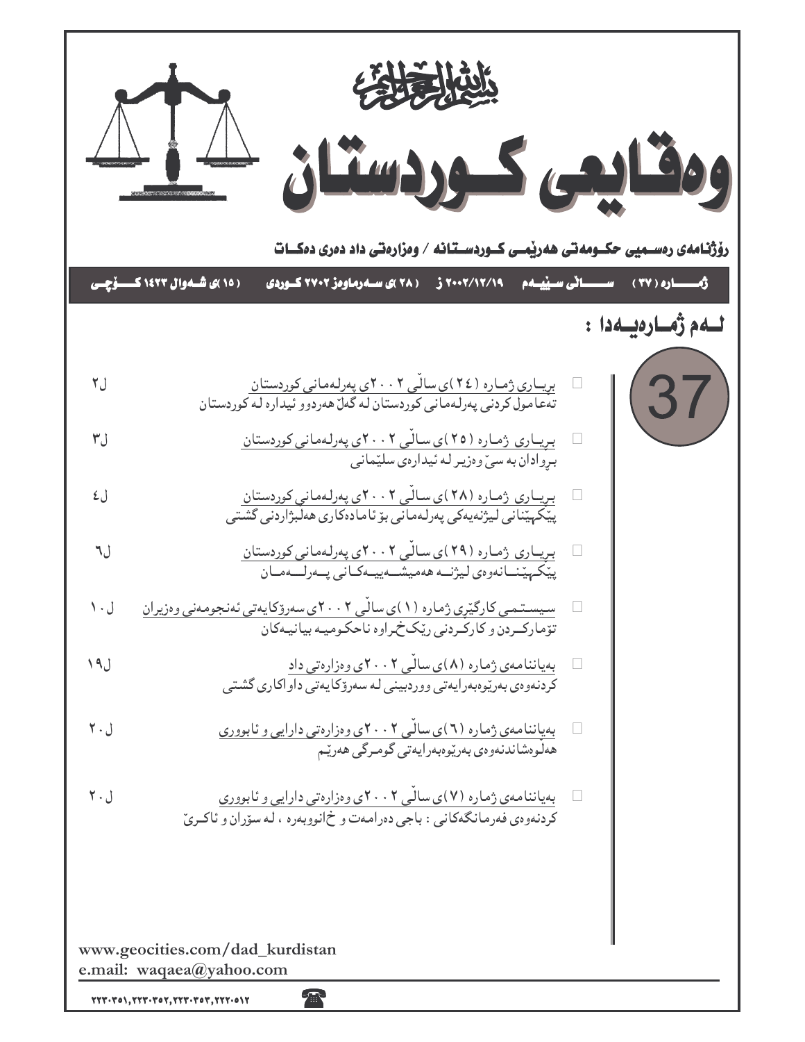بسم الله الرحمن الرحيم

# وەقایعی کوردستان

**ڕۆژنامەی ڕەسمیی حکومەتی هەرێمی کوردستانە / وەزارەتی داد دەری دەکات**

**ژمارە (٣٧) ساڵی سێیەم ٢٠٠٢/١٢/١٩ ز (٢٨)ی سەرماوەز ٢٧٠٢ کوردی (١٥)ی شەوال ١٤٢٣ کۆچی**

## لەم ژمارەیەدا :

37

- بڕیاری ژمارە (٢٤)ی ساڵی ٢٠٠٢ی پەرلەمانی کوردستان — ل٢
  تەعامول کردنی پەرلەمانی کوردستان لە گەڵ هەردوو ئیدارە لە کوردستان

- بڕیاری ژمارە (٢٥)ی ساڵی ٢٠٠٢ی پەرلەمانی کوردستان — ل٣
  بڕوادان بە سێ وەزیر لە ئیدارەی سلێمانی

- بڕیاری ژمارە (٢٨)ی ساڵی ٢٠٠٢ی پەرلەمانی کوردستان — ل٤
  پێکهێنانی لیژنەیەکی پەرلەمانی بۆ ئامادەکاری هەڵبژاردنی گشتی

- بڕیاری ژمارە (٢٩)ی ساڵی ٢٠٠٢ی پەرلەمانی کوردستان — ل٦
  پێکهێنانەوەی لیژنە هەمیشەییەکانی پەرلەمان

- سیستمی کارگێڕی ژمارە (١)ی ساڵی ٢٠٠٢ی سەرۆکایەتی ئەنجومەنی وەزیران — ل١٠
  تۆمارکردن و کارکردنی ڕێکخراوە ناحکومییە بیانییەکان

- بەیاننامەی ژمارە (٨)ی ساڵی ٢٠٠٢ی وەزارەتی داد — ل١٩
  کردنەوەی بەڕێوەبەرایەتی ووردبینی لە سەرۆکایەتی داواکاری گشتی

- بەیاننامەی ژمارە (٦)ی ساڵی ٢٠٠٢ی وەزارەتی دارایی و ئابووری — ل٢٠
  هەڵوەشاندنەوەی بەڕێوەبەرایەتی گومرگی هەرێم

- بەیاننامەی ژمارە (٧)ی ساڵی ٢٠٠٢ی وەزارەتی دارایی و ئابووری — ل٢٠
  کردنەوەی فەرمانگەکانی : باجی دەرامەت و خانووبەرە ، لە سۆران و ئاکرێ

www.geocities.com/dad_kurdistan
e.mail: waqaea@yahoo.com

٢٢٣٠٣٥١,٢٢٣٠٣٥٢,٢٢٣٠٣٥٣,٢٢٢٠٥١٢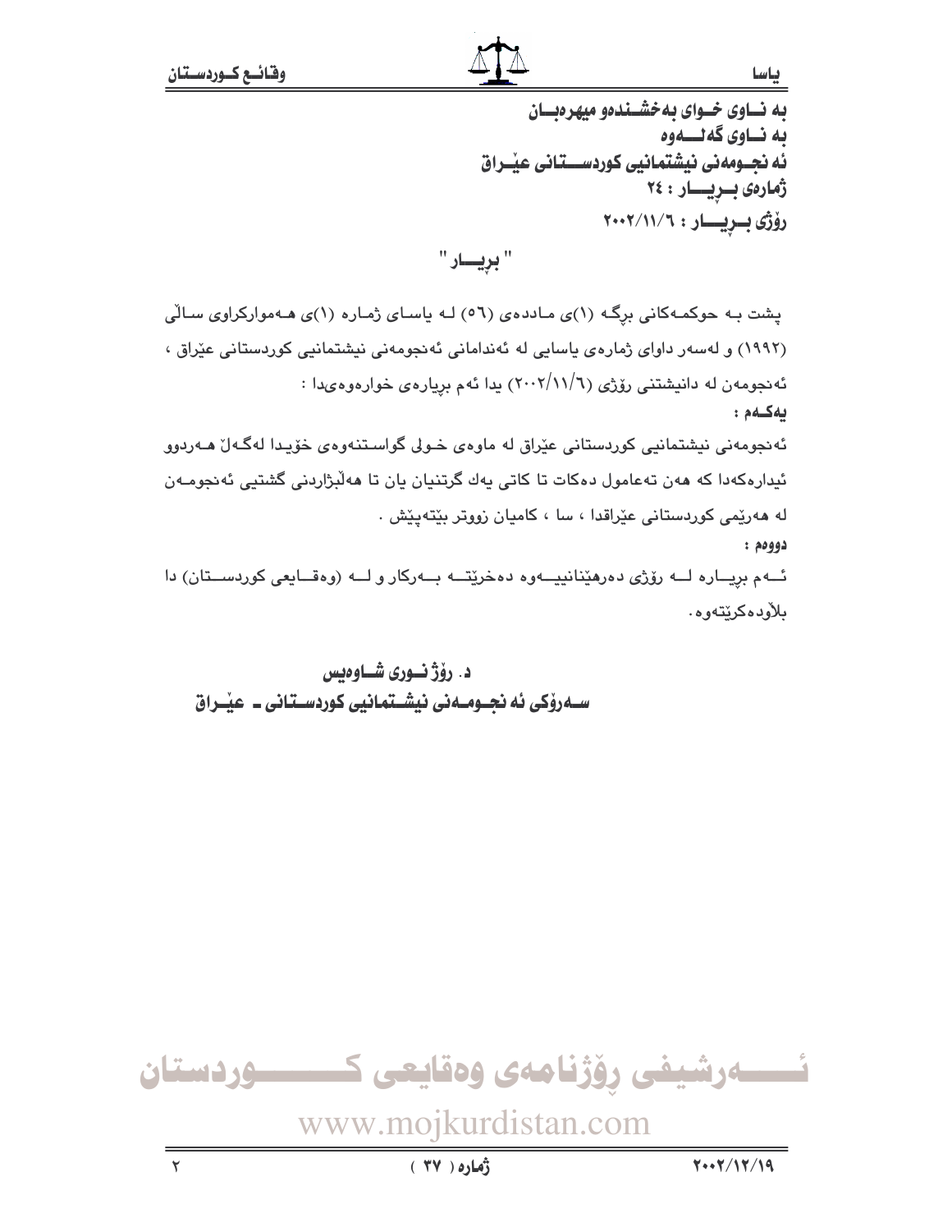به نـاوی خـوای به‌خشـنده‌و میهره‌بـان
به نـاوی گه‌لـه‌وه
ئه‌نجـومه‌نی نیشتمانیی کوردسـتانی عێـراق
ژماره‌ی بـڕیـار : ٢٤
ڕۆژی بـڕیـار : ٢٠٠٢/١١/٦

" بڕیـار "

پشت بـه حوکمـه‌کانی برگـه (١)ی مـادده‌ی (٥٦) لـه یاسـای ژمـاره (١)ی هـه‌موارکراوی سـاڵی (١٩٩٢) و له‌سه‌ر داوای ژماره‌ی یاسایی له ئه‌ندامانی ئه‌نجومه‌نی نیشتمانیی کوردستانی عێراق ، ئه‌نجومه‌ن له دانیشتنی ڕۆژی (٢٠٠٢/١١/٦) یدا ئه‌م بڕیاره‌ی خواره‌وه‌یدا :

**یه‌کـه‌م :**

ئه‌نجومه‌نی نیشتمانیی کوردستانی عێراق له ماوه‌ی خـولی گواسـتنه‌وه‌ی خۆیـدا له‌گـه‌ڵ هـه‌ردوو ئیداره‌که‌دا که هه‌ن ته‌عامول ده‌کات تا کاتی یه‌ك گرتنیان یان تا هه‌ڵبژاردنی گشتیی ئه‌نجومـه‌ن له هه‌رێمی کوردستانی عێراقدا ، سا ، کامیان زووتر بێته‌پێش .

**دووه‌م :**

ئـه‌م بڕیـاره لـه ڕۆژی ده‌رهێنانییـه‌وه ده‌خرێتـه بـه‌رکار و لـه (وه‌قـایعی کوردسـتان) دا بلاوده‌کرێته‌وه.

**د. ڕۆژ نـوری شـاوه‌یس**
**سـه‌رۆکی ئه‌نجـومـه‌نی نیشـتمانیی کوردسـتانی ـ عێـراق**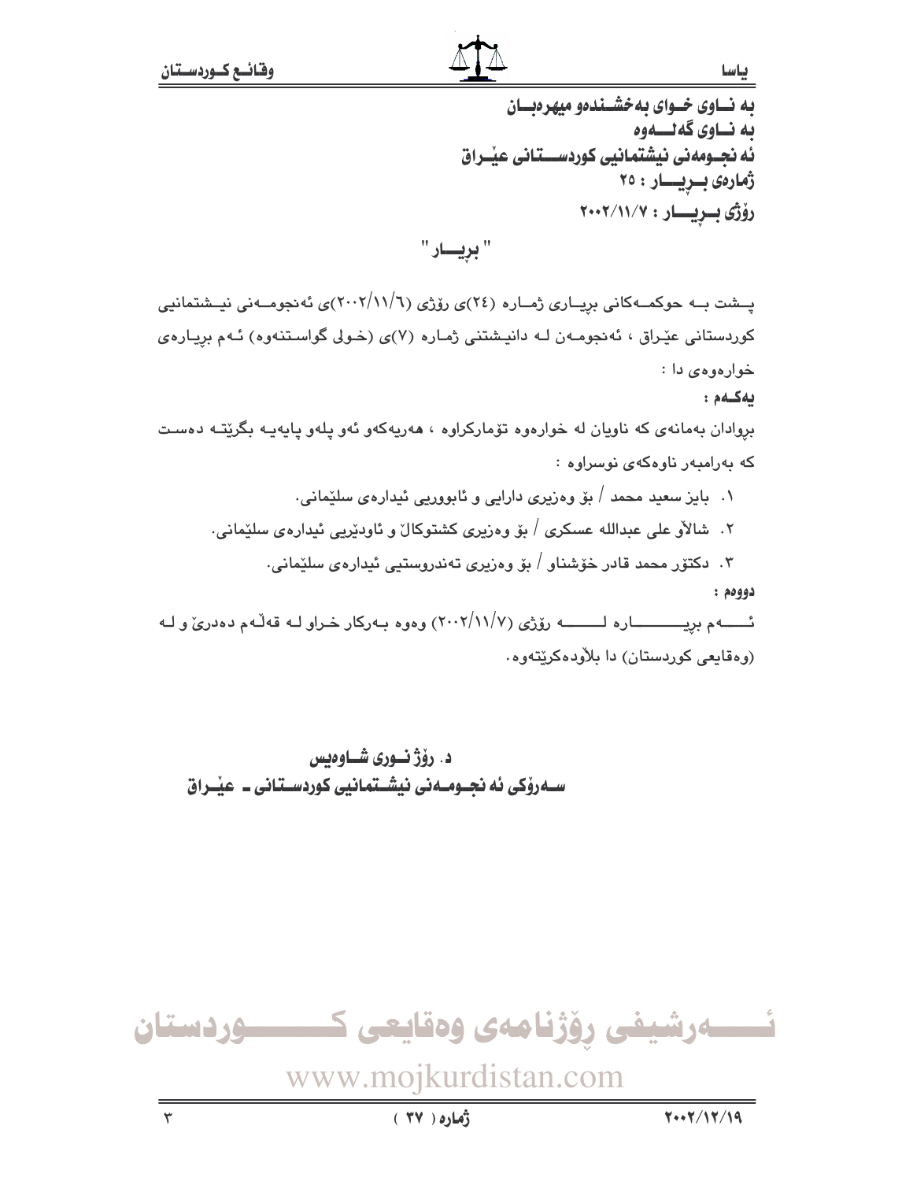بە نــاوی خــوای بەخشــندەو میهرەبــان

بە نــاوی گەلـــەوە

ئە نجــومەنی نیشتمانیی کوردســـتانی عێــراق

ژمارەی بــڕیـــار : ٢٥

ڕۆژی بــڕیـــار : ٢٠٠٢/١١/٧

## " بڕیـــار "

پــشت بــە حوکمــەکانی بڕیــاری ژمــارە (٢٤)ی ڕۆژی (٢٠٠٢/١١/٦)ی ئەنجومــەنی نیــشتمانیی کوردستانی عێـراق ، ئەنجومـەن لـە دانیـشتنی ژمـارە (٧)ی (خـولی گواسـتنەوە) ئـەم بڕیـارەی خوارەوەی دا :

**یەکـەم :**

بڕوادان بەمانەی کە ناویان لە خوارەوە تۆمارکراوە ، هەریەکەو ئەو پلەو پایەیـە بگرێتـە دەست کە بەرامبەر ناوەکەی نوسراوە :

١. بایز سعید محمد / بۆ وەزیری دارایی و ئابووریی ئیدارەی سلێمانی.
٢. شالاَو علی عبدالله عسکری / بۆ وەزیری کشتوکاڵ و ئاودێریی ئیدارەی سلێمانی.
٣. دکتۆر محمد قادر خۆشناو / بۆ وەزیری تەندروستیی ئیدارەی سلێمانی.

**دووەم :**

ئــــەم بڕیـــــــــارە لـــــــە ڕۆژی (٢٠٠٢/١١/٧) وەوە بـەرکار خـراو لـە قەڵـەم دەدرێ و لـە (وەقایعی کوردستان) دا بلاَودەکرێتەوە.

**د. ڕۆژ نــوری شــاوەیس**

**ســەرۆکی ئە نجــومــەنی نیشــتمانیی کوردســتانی ـ عێــراق**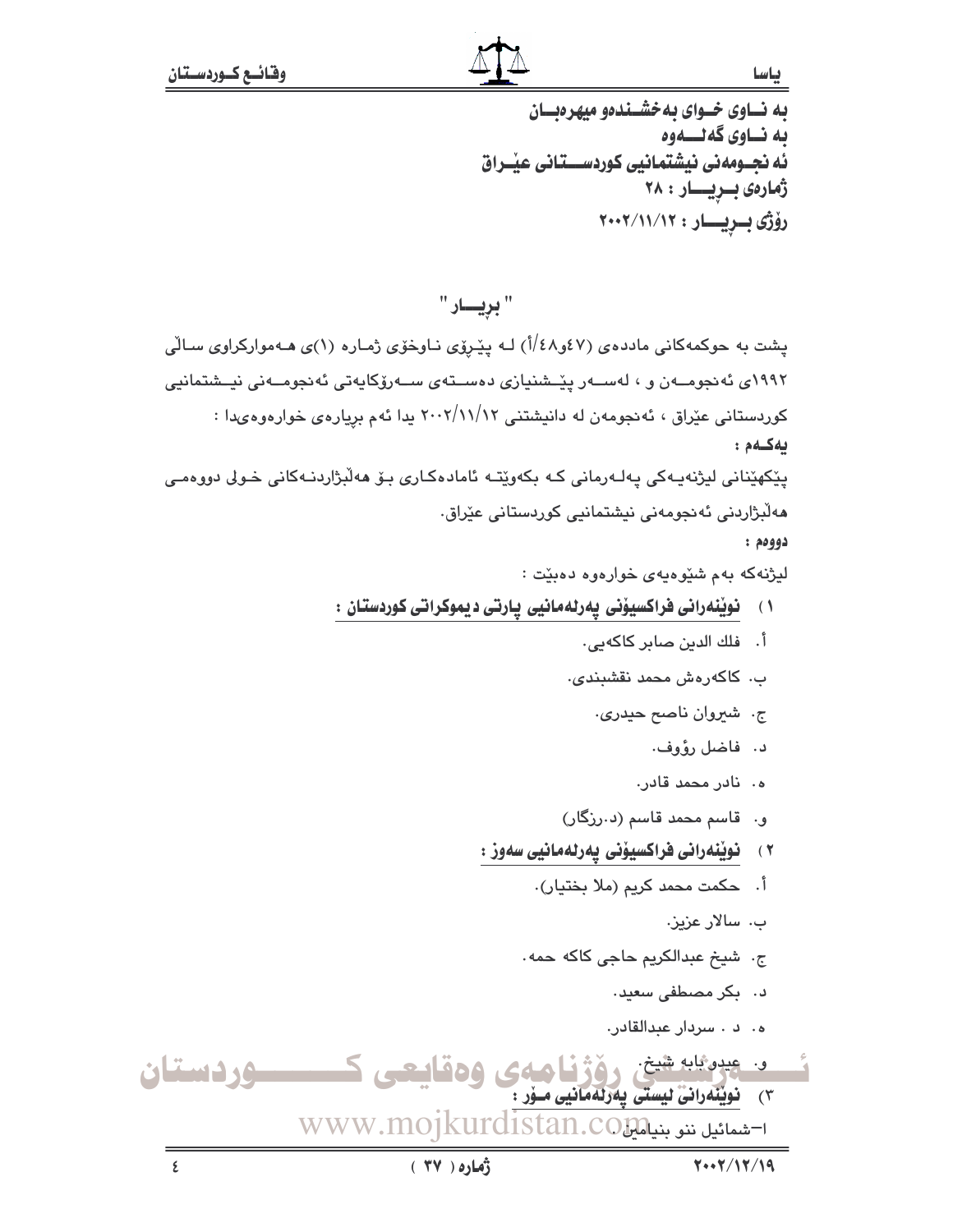بە نــاوی خــوای بەخشــندەو میهرەبــان

بە نــاوی گەلــەوە

ئە نجــومەنی نیشتمانیی کوردســـتانی عێــراق

ژمارەی بــڕیـــار : ٢٨

ڕۆژی بــڕیـــار : ٢٠٠٢/١١/١٢

" بڕیـــار "

پشت بە حوکمەکانی ماددەی (٤٧و٤٨/أ) لـە پێـڕۆی نـاوخۆی ژمـارە (١)ی هـەموارکراوی سـاڵی ١٩٩٢ی ئەنجومــەن و ، لەســەر پێــشنیازی دەســتەی ســەرۆکایەتی ئەنجومــەنی نیــشتمانیی کوردستانی عێراق ، ئەنجومەن لە دانیشتنی ٢٠٠٢/١١/١٢ یدا ئەم بڕیارەی خوارەوەیدا :

**یەکـەم :**

پێکهێنانی لیژنەیـەکی پەلـەرمانی کـە بکەوێتـە ئامادەکـاری بـۆ هەڵبژاردنـەکانی خـولی دووەمـی هەڵبژاردنی ئەنجومەنی نیشتمانیی کوردستانی عێراق.

**دووەم :**

لیژنەکە بەم شێوەیەی خوارەوە دەبێت :

١) **نوێنەرانی فراکسیۆنی پەرلەمانیی پارتی دیموکراتی کوردستان :**

أ. فلك الدين صابر کاکەیی.

ب. کاکەڕەش محمد نقشبندی.

ج. شیروان ناصح حیدری.

د. فاضل رؤوف.

ه. نادر محمد قادر.

و. قاسم محمد قاسم (د.رزگار)

٢) **نوێنەرانی فراکسیۆنی پەرلەمانیی سەوز :**

أ. حکمت محمد کریم (ملا بختیار).

ب. سالار عزیز.

ج. شیخ عبدالکریم حاجی کاکە حمە.

د. بکر مصطفی سعید.

ه. د . سردار عبدالقادر.

و. عبدو بابە شیخ.

٣) **نوێنەرانی لیستی پەرلەمانیی مـۆر :**

ا- شمائیل ننو بنیامین.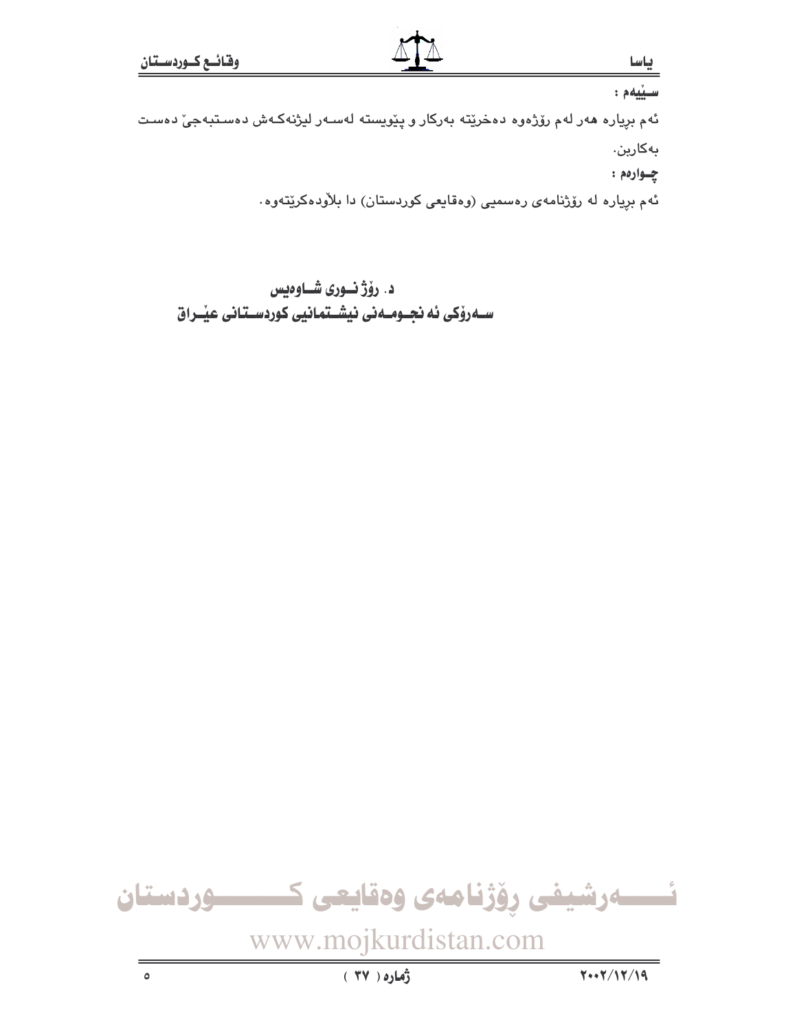**سێیەم :**

ئەم بڕیارە هەر لەم ڕۆژەوە دەخرێتە بەرکار و پێویستە لەسەر لیژنەکەش دەستبەجێ دەست بەکاربن.

**چوارەم :**

ئەم بڕیارە لە ڕۆژنامەی ڕەسمیی (وەقایعی کوردستان) دا بڵاودەکرێتەوە.

**د. ڕۆژ نوری شاوەیس**
**سەرۆکی ئەنجومەنی نیشتمانیی کوردستانی عێراق**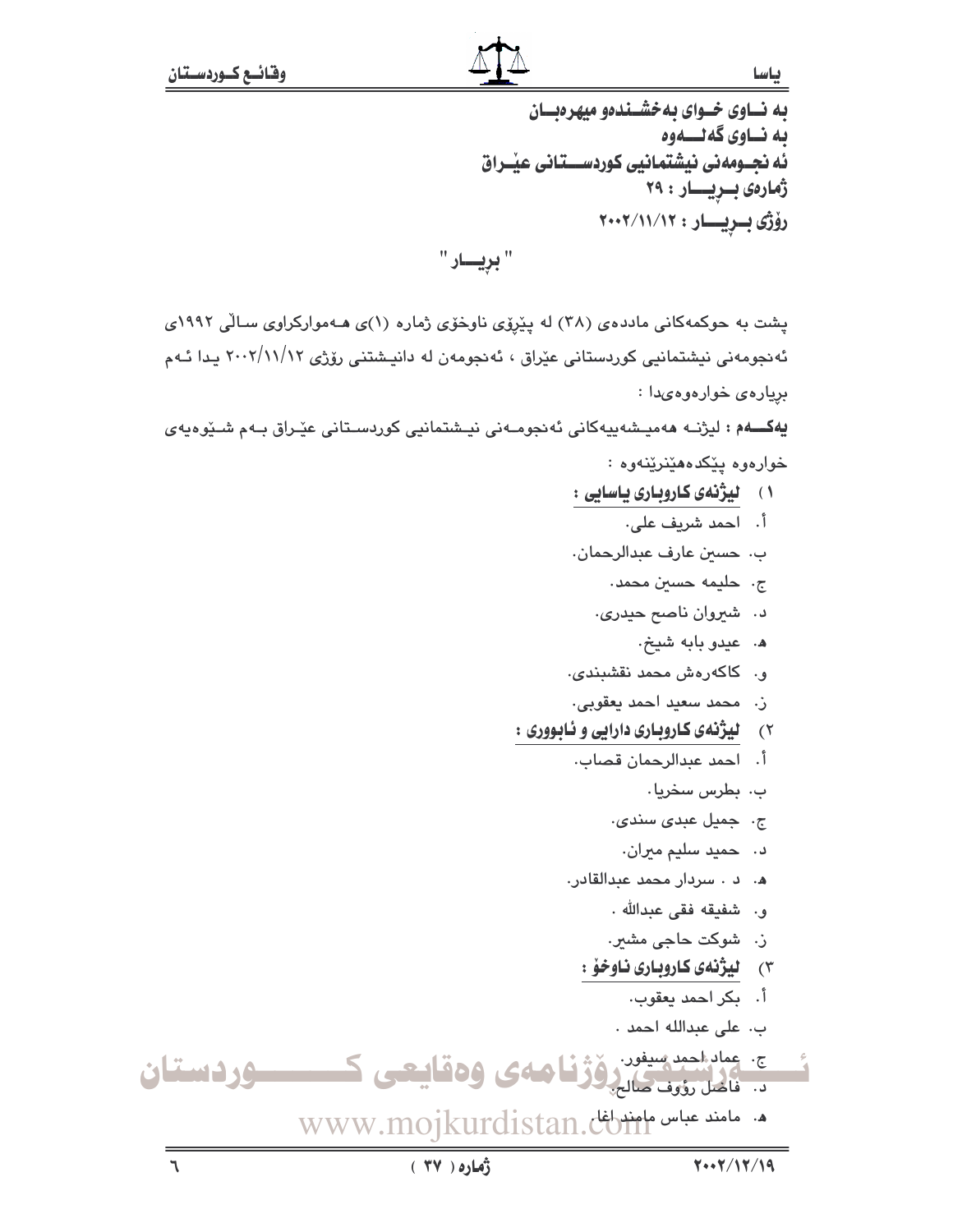به نــاوی خــوای بەخشــندەو میهرەبــان
بە نــاوی گەلـــەوە
ئەنجــومەنی نیشتمانیی کوردســـتانی عێــراق
ژمارەی بــڕیـــار : ٢٩
ڕۆژی بــڕیـــار : ٢٠٠٢/١١/١٢

" بڕیـــار "

پشت بە حوکمەکانی ماددەی (٣٨) لە پێڕۆی ناوخۆی ژمارە (١)ی هـەموارکراوی ساڵی ١٩٩٢ی ئەنجومەنی نیشتمانیی کوردستانی عێراق ، ئەنجومەن لە دانیشتنی ڕۆژی ٢٠٠٢/١١/١٢ یدا ئـەم بڕیارەی خوارەوەیدا :

**یەکـــەم :** لیژنــە هەمیـشەییەکانی ئەنجومـەنی نیـشتمانیی کوردسـتانی عێـراق بـەم شـێوەیەی خوارەوە پێکدەهێنرێنەوە :

١) **لیژنەی کاروباری یاسایی :**
أ. احمد شریف علی.
ب. حسین عارف عبدالرحمان.
ج. حلیمه حسین محمد.
د. شیروان ناصح حیدری.
هـ. عیدو بابه شیخ.
و. کاکەرەش محمد نقشبندی.
ز. محمد سعید احمد یعقوبی.

٢) **لیژنەی کاروباری دارایی و ئابووری :**
أ. احمد عبدالرحمان قصاب.
ب. بطرس سخریا.
ج. جمیل عبدی سندی.
د. حمید سلیم میران.
هـ. د . سردار محمد عبدالقادر.
و. شفیقه فقی عبدالله .
ز. شوکت حاجی مشیر.

٣) **لیژنەی کاروباری ناوخۆ :**
أ. بکر احمد یعقوب.
ب. علی عبدالله احمد .
ج. عماد احمد سیفور.
د. فاضل رؤوف صالح.
هـ. مامند عباس مامند اغا.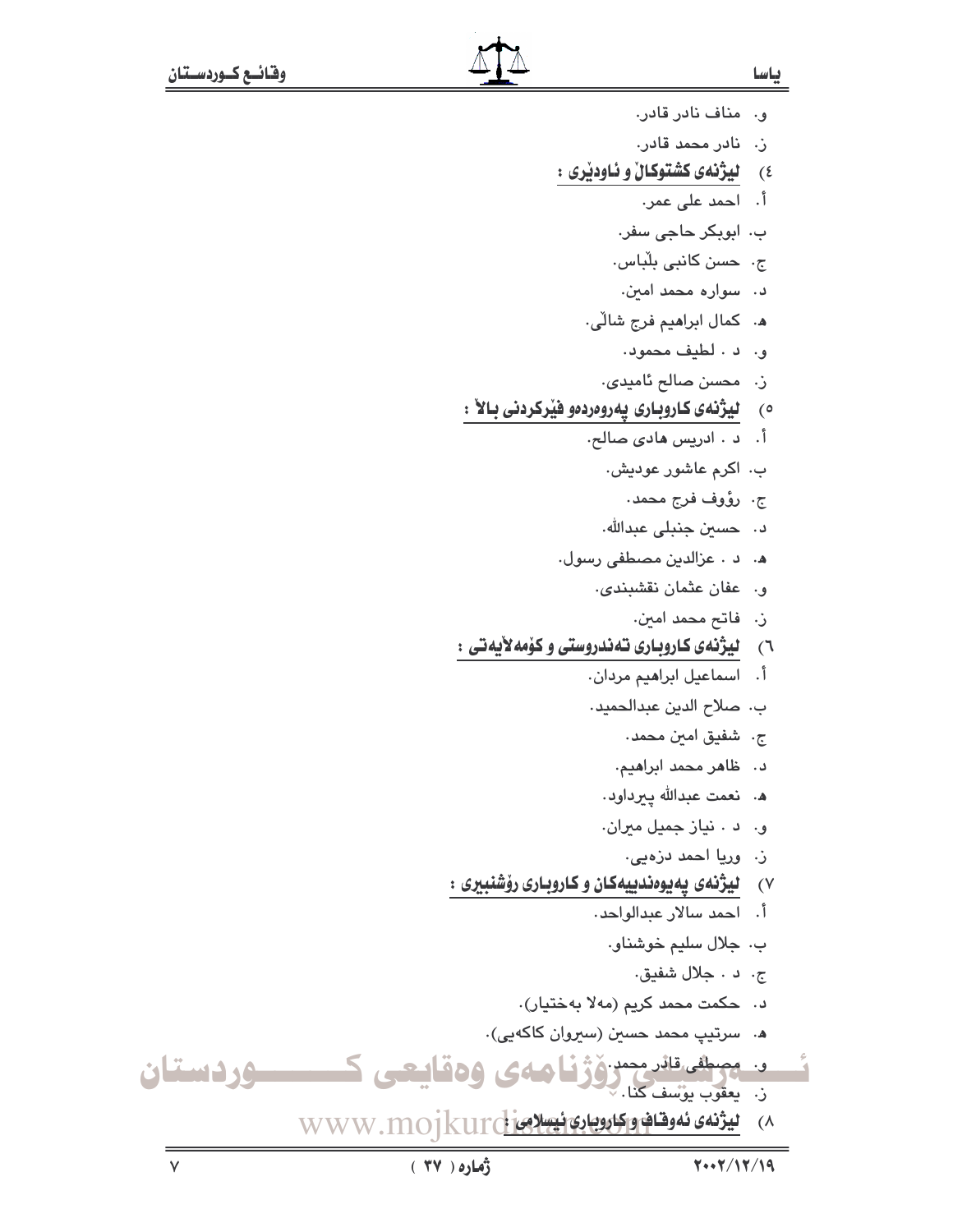و. مناف نادر قادر.

ز. نادر محمد قادر.

٤) **ليژنەی كشتوكاڵ و ئاودێری :**

أ. احمد علی عمر.

ب. ابوبكر حاجی سفر.

ج. حسن كانبی بلّباس.

د. سوارە محمد امین.

هـ. كمال ابراهیم فرج شالّی.

و. د . لطیف محمود.

ز. محسن صالح ئامیدی.

٥) **ليژنەی كاروباری پەروەردەو فێركردنی بالاّ :**

أ. د . ادریس هادی صالح.

ب. اكرم عاشور عودیش.

ج. رؤوف فرج محمد.

د. حسین جنبلی عبدالله.

هـ. د . عزالدین مصطفی رسول.

و. عفان عثمان نقشبندی.

ز. فاتح محمد امین.

٦) **ليژنەی كاروباری تەندروستی و كۆمەلأیەتی :**

أ. اسماعیل ابراهیم مردان.

ب. صلاح الدین عبدالحمید.

ج. شفیق امین محمد.

د. ظاهر محمد ابراهیم.

هـ. نعمت عبدالله پیرداود.

و. د . نیاز جمیل میران.

ز. وریا احمد دزەیی.

٧) **ليژنەی پەیوەندییەكان و كاروباری رۆشنبیری :**

أ. احمد سالار عبدالواحد.

ب. جلال سلیم خوشناو.

ج. د . جلال شفیق.

د. حكمت محمد كریم (مەلا بەختیار).

هـ. سرتیپ محمد حسین (سیروان كاكەیی).

و. مصطفی قادر محمد.

ز. یعقوب یوسف كنا.

٨) **ليژنەی ئەوقاف و كاروباری ئیسلامی :**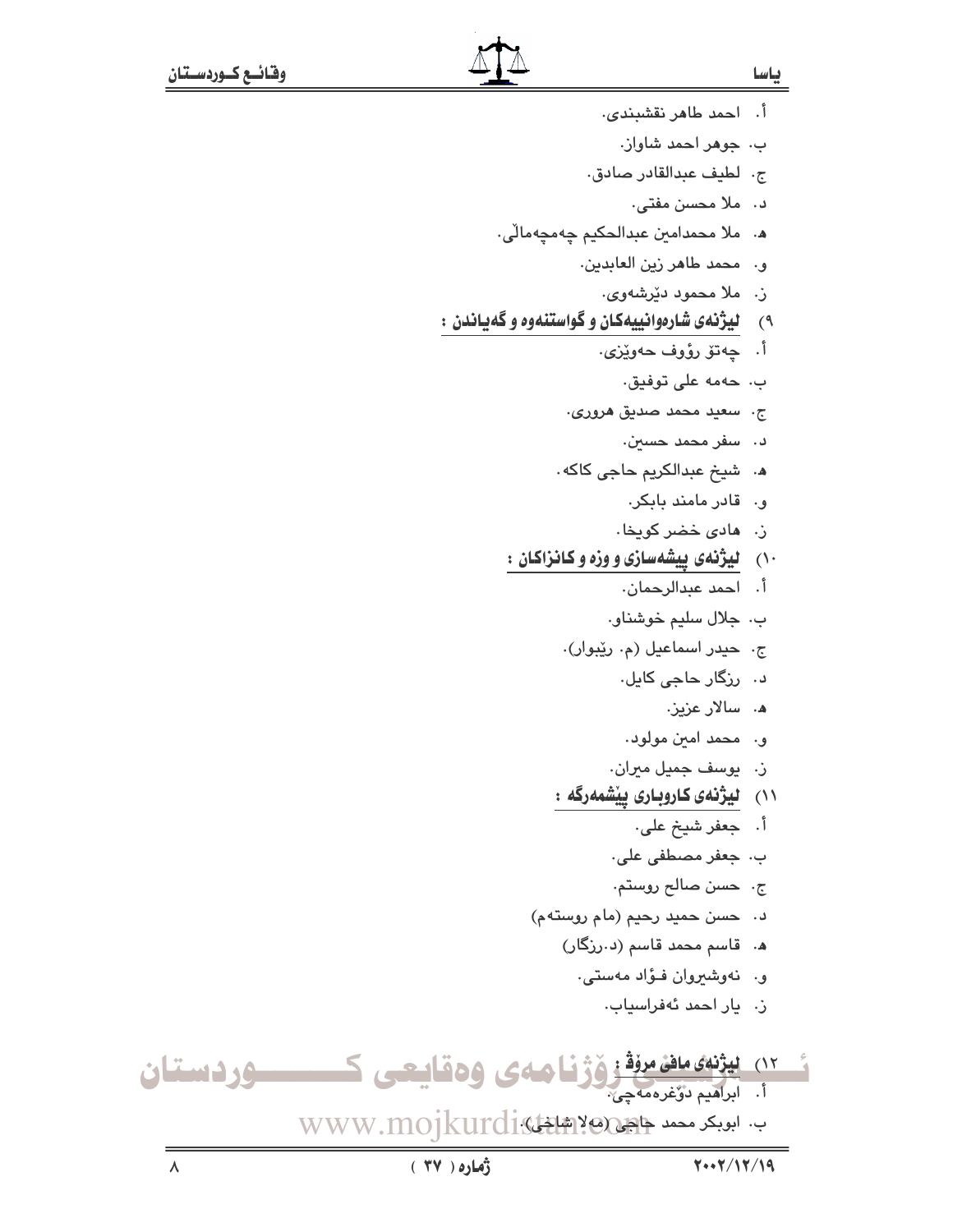أ. احمد طاهر نقشبندی.

ب. جوهر احمد شاواز.

ج. لطيف عبدالقادر صادق.

د. ملا محسن مفتی.

هـ. ملا محمدامين عبدالحكيم چەمچەماڵی.

و. محمد طاهر زين العابدين.

ز. ملا محمود دێرشەوی.

٩) **ليژنەی شارەوانييەكان و گواستنەوە و گەياندن :**

أ. چەتۆ رؤوف حەوێزی.

ب. حەمە علی توفيق.

ج. سعيد محمد صديق هروری.

د. سفر محمد حسين.

هـ. شيخ عبدالكريم حاجی كاكە.

و. قادر مامند بابكر.

ز. هادی خضر كويخا.

١٠) **ليژنەی پيشەسازی و وزە و كانزاكان :**

أ. احمد عبدالرحمان.

ب. جلال سليم خوشناو.

ج. حيدر اسماعيل (م. رێبوار).

د. رزگار حاجی كايل.

هـ. سالار عزيز.

و. محمد امين مولود.

ز. يوسف جميل ميران.

١١) **ليژنەی كاروباری پێشمەرگە :**

أ. جعفر شيخ علی.

ب. جعفر مصطفی علی.

ج. حسن صالح روستم.

د. حسن حميد رحيم (مام روستەم)

هـ. قاسم محمد قاسم (د.رزگار)

و. نەوشيروان فـؤاد مەستی.

ز. يار احمد ئەفراسياب.

١٢) **ليژنەی مافی مرۆڤ :**

أ. ابراهيم دۆغرەمەچی.

ب. ابوبكر محمد حاجی (مەلا شاخی).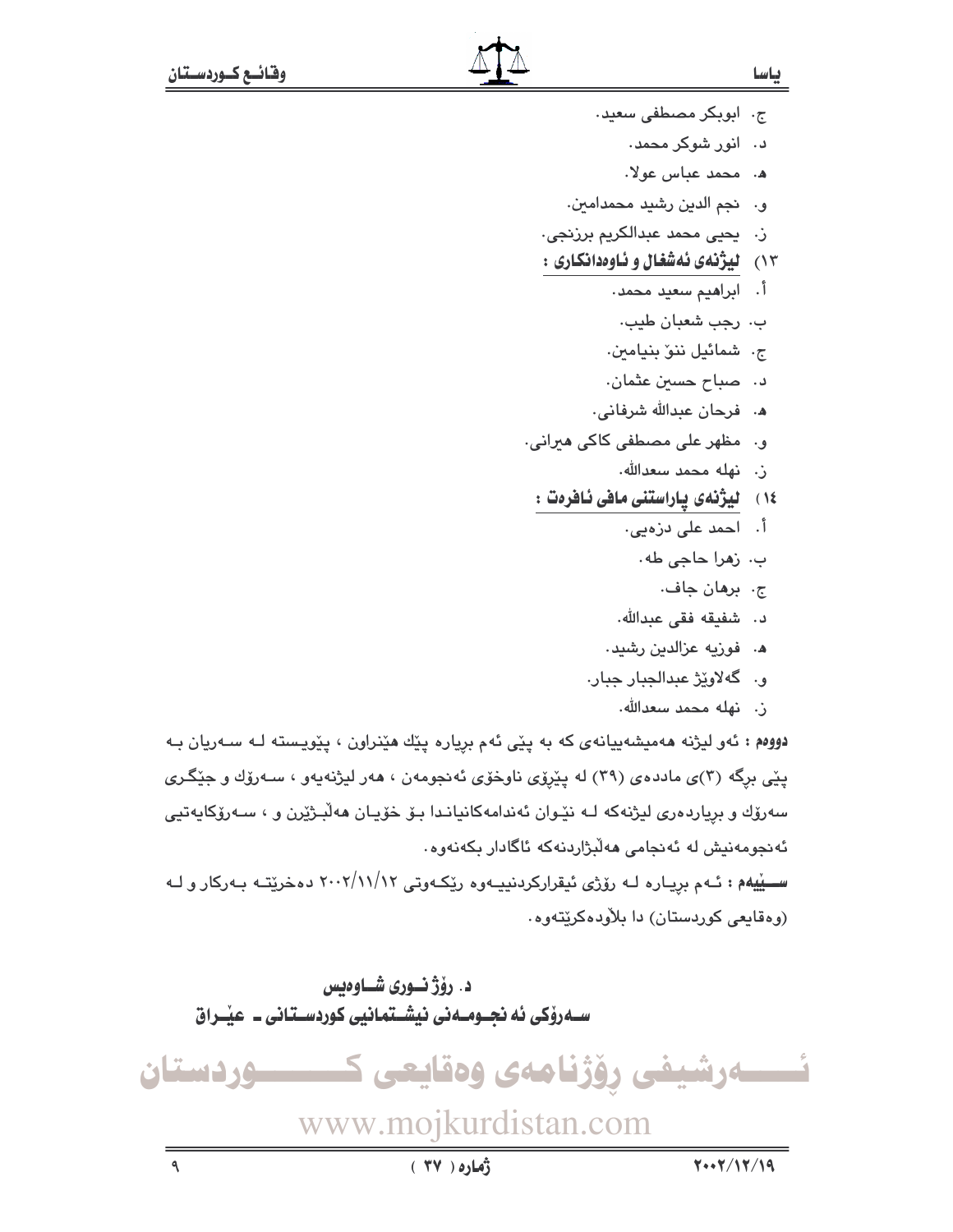ج. ابوبكر مصطفى سعيد.

د. انور شوكر محمد.

هـ. محمد عباس عولا.

و. نجم الدين رشيد محمدامين.

ز. يحيى محمد عبدالكريم برزنجي.

۱۳) **ليژنەی ئەشغال و ئاوەدانكاری :**

أ. ابراهيم سعيد محمد.

ب. رجب شعبان طيب.

ج. شمائيل ننوّ بنيامين.

د. صباح حسين عثمان.

هـ. فرحان عبدالله شرفانی.

و. مظهر علی مصطفی كاكی هيرانی.

ز. نهله محمد سعدالله.

۱٤) **ليژنەی پاراستنی مافی ئافرەت :**

أ. احمد علی دزەيی.

ب. زهرا حاجی طه.

ج. برهان جاف.

د. شفيقه فقی عبدالله.

هـ. فوزيه عزالدين رشيد.

و. گەلاوێژ عبدالجبار جبار.

ز. نهله محمد سعدالله.

**دووەم :** ئەو ليژنە هەميشەييانەی كە بە پێی ئەم بڕيارە پێك هێنراون ، پێويستە لە سەريان بە پێی برگە (۳)ی ماددەی (۳۹) لە پێڕۆی ناوخۆی ئەنجومەن ، هەر ليژنەيەو ، سەرۆك و جێگری سەرۆك و بڕياردەری ليژنەكە لە نێوان ئەندامەكانياندا بۆ خۆيان هەڵبـژێرن و ، سەرۆكايەتيی ئەنجومەنيش لە ئەنجامی هەڵبژاردنەكە ئاگادار بكەنەوە.

**سێيەم :** ئەم بڕيارە لە ڕۆژی ئيقراركردنييەوە ڕێكەوتی ۲۰۰۲/۱۱/۱۲ دەخرێتە بەركار و لە (وەقايعی كوردستان) دا بلاّودەكرێتەوە.

**د. ڕۆژ نوری شاوەيس**
**سەرۆكی ئەنجومەنی نيشتمانيی كوردستانی ـ عێراق**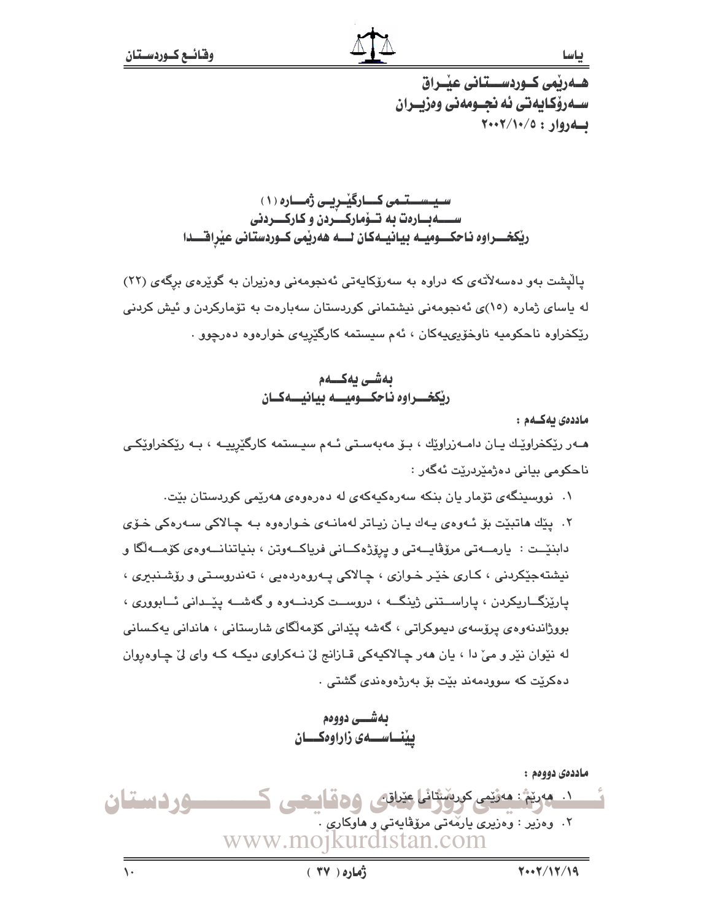هەرێمی کوردستانی عێراق
سەرۆکایەتی ئەنجومەنی وەزیران
بەروار : ٢٠٠٢/١٠/٥

## سیستمی کارگێڕیی ژمارە (١)
## سەبارەت بە تۆمارکردن و کارکردنی
## رێکخراوە ناحکومیە بیانیەکان لە هەرێمی کوردستانی عێراقدا

پاڵپشت بەو دەسەلاتەی کە دراوە بە سەرۆکایەتی ئەنجومەنی وەزیران بە گوێرەی برگەی (٢٢) لە یاسای ژمارە (١٥)ی ئەنجومەنی نیشتمانی کوردستان سەبارەت بە تۆمارکردن و ئیش کردنی رێکخراوە ناحکومیە ناوخۆییەکان ، ئەم سیستمە کارگێڕیەی خوارەوە دەرچوو .

## بەشی یەکەم
## رێکخراوە ناحکومیە بیانیەکان

**ماددەی یەکەم :**

هەر رێکخراوێك یان دامەزراوێك ، بۆ مەبەستی ئەم سیستمە کارگێڕییە ، بە رێکخراوێکی ناحکومی بیانی دەژمێردرێت ئەگەر :

١. نووسینگەی تۆمار یان بنکە سەرەکیەکەی لە دەرەوەی هەرێمی کوردستان بێت.
٢. پێك هاتبێت بۆ ئەوەی یەك یان زیاتر لەمانەی خوارەوە بە چالاکی سەرەکی خۆی دابنێت : یارمەتی مرۆڤایەتی و پرۆژەکانی فریاکەوتن ، بنیاتنانەوەی کۆمەلگا و نیشتەجێکردنی ، کاری خێر خوازی ، چالاکی پەروەردەیی ، تەندروستی و رۆشنبیری ، پارێزگاریکردن ، پاراستنی ژینگە ، دروست کردنەوە و گەشە پێدانی ئابووری ، بووژاندنەوەی پرۆسەی دیموکراتی ، گەشە پێدانی کۆمەلگای شارستانی ، هاندانی یەکسانی لە نێوان نێر و مێ دا ، یان هەر چالاکیەکی قازانج لێ نەکراوی دیکە کە وای لێ چاوەڕوان دەکرێت کە سوودمەند بێت بۆ بەرژەوەندی گشتی .

## بەشی دووەم
## پێناسەی زاراوەکان

**ماددەی دووەم :**

١. هەرێم : هەرێمی کوردستانی عێراق.
٢. وەزیر : وەزیری یارمەتی مرۆڤایەتی و هاوکاری .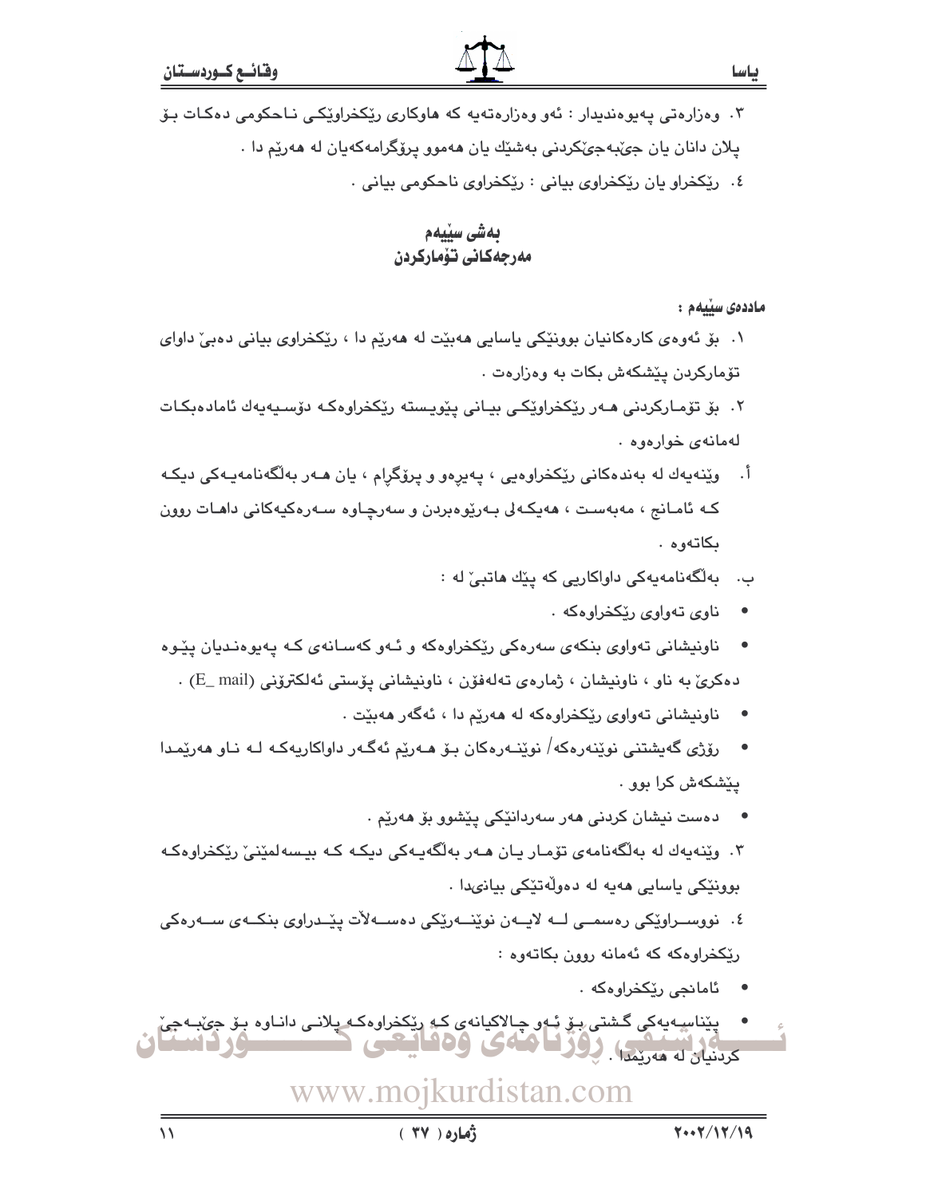٣. وەزارەتی پەیوەندیدار : ئەو وەزارەتەیە کە هاوکاری ڕێکخراوێکی ناحکومی دەکات بۆ پلان دانان یان جێبەجێکردنی بەشێك یان هەموو پرۆگرامەکەیان لە هەرێم دا .

٤. ڕێکخراو یان ڕێکخراوی بیانی : ڕێکخراوی ناحکومی بیانی .

## بەشی سێیەم
## مەرجەکانی تۆمارکردن

**ماددەی سێیەم :**

١. بۆ ئەوەی کارەکانیان بوونێکی یاسایی هەبێت لە هەرێم دا ، ڕێکخراوی بیانی دەبێ داوای تۆمارکردن پێشکەش بکات بە وەزارەت .

٢. بۆ تۆمارکردنی هەر ڕێکخراوێکی بیانی پێویستە ڕێکخراوەکە دۆسیەیەك ئامادەبکات لەمانەی خوارەوە .

أ. وێنەیەك لە بەندەکانی ڕێکخراوەیی ، پەیڕەو و پرۆگرام ، یان هەر بەڵگەنامەیەکی دیکە کە ئامانج ، مەبەست ، هەیکەلی بەڕێوەبردن و سەرچاوە سەرەکیەکانی داهات روون بکاتەوە .

ب. بەڵگەنامەیەکی داواکاریی کە پێك هاتبێ لە :

- ناوی تەواوی ڕێکخراوەکە .
- ناونیشانی تەواوی بنکەی سەرەکی ڕێکخراوەکە و ئەو کەسانەی کە پەیوەندیان پێوە دەکرێ بە ناو ، ناونیشان ، ژمارەی تەلەفۆن ، ناونیشانی پۆستی ئەلکترۆنی (E_ mail) .
- ناونیشانی تەواوی ڕێکخراوەکە لە هەرێم دا ، ئەگەر هەبێت .
- ڕۆژی گەیشتنی نوێنەرەکە/ نوێنەرەکان بۆ هەرێم ئەگەر داواکاریەکە لە ناو هەرێمدا پێشکەش کرا بوو .
- دەست نیشان کردنی هەر سەردانێکی پێشوو بۆ هەرێم .

٣. وێنەیەك لە بەڵگەنامەی تۆمار یان هەر بەڵگەیەکی دیکە کە بیسەلمێنێ ڕێکخراوەکە بوونێکی یاسایی هەیە لە دەوڵەتێکی بیانیدا .

٤. نووسراوێکی ڕەسمی لە لایەن نوێنەرێکی دەسەڵات پێدراوی بنکەی سەرەکی ڕێکخراوەکە کە ئەمانە روون بکاتەوە :

- ئامانجی ڕێکخراوەکە .
- پێناسەیەکی گشتی بۆ ئەو چالاکیانەی کە ڕێکخراوەکە پلانی داناوە بۆ جێبەجێ کردنیان لە هەرێمدا .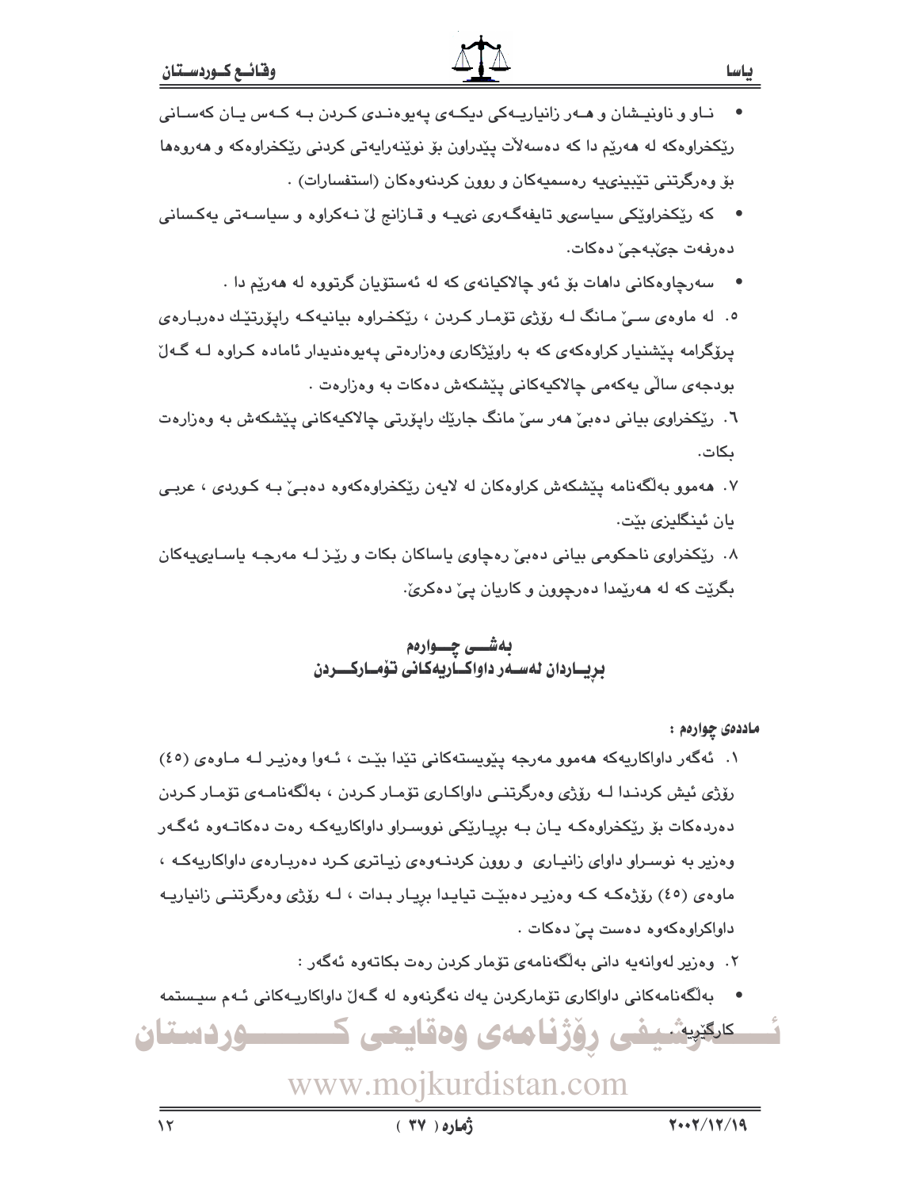- ناو و ناونیشان و هەر زانیاریەکی دیکەی پەیوەندی کردن بە کەس یان کەسانی ڕێکخراوەکە لە هەرێم دا کە دەسەلاَت پێدراون بۆ نوێنەرایەتی کردنی ڕێکخراوەکە و هەروەها بۆ وەرگرتنی تێبینیەیە ڕەسمیەکان و ڕوون کردنەوەکان (استفسارات) .
- کە ڕێکخراوێکی سیاسیو تایفەگەری نیەیە و قازانج لێ نەکراوە و سیاسەتی یەکسانی دەرفەت جێبەجێ دەکات.
- سەرچاوەکانی داهات بۆ ئەو چالاکیانەی کە لە ئەستۆیان گرتووە لە هەرێم دا .

٥. لە ماوەی سێ مانگ لە ڕۆژی تۆمار کردن ، ڕێکخراوە بیانیەکە راپۆرتێك دەربارەی پرۆگرامە پێشنیار کراوەکەی کە بە راوێژکاری وەزارەتی پەیوەندیدار ئامادە کراوە لە گەڵ بودجەی ساڵی یەکەمی چالاکیەکانی پێشکەش دەکات بە وەزارەت .

٦. ڕێکخراوی بیانی دەبێ هەر سێ مانگ جارێك راپۆرتی چالاکیەکانی پێشکەش بە وەزارەت بکات.

٧. هەموو بەڵگەنامە پێشکەش کراوەکان لە لایەن ڕێکخراوەکەوە دەبێ بە کوردی ، عربی یان ئینگلیزی بێت.

٨. ڕێکخراوی ناحکومی بیانی دەبێ ڕەچاوی یاساکان بکات و ڕێز لە مەرجە یاساییەکان بگرێت کە لە هەرێمدا دەرچوون و کاریان پێ دەکرێ.

## بەشی چوارەم
## بڕیاردان لەسەر داواکاریەکانی تۆمارکردن

**ماددەی چوارەم :**

١. ئەگەر داواکاریەکە هەموو مەرجە پێویستەکانی تێدا بێت ، ئەوا وەزیر لە ماوەی (٤٥) ڕۆژی ئیش کردندا لە ڕۆژی وەرگرتنی داواکاری تۆمار کردن ، بەڵگەنامەی تۆمار کردن دەردەکات بۆ ڕێکخراوەکە یان بە بڕیارێکی نووسراو داواکاریەکە ڕەت دەکاتەوە ئەگەر وەزیر بە نوسراو داوای زانیاری و ڕوون کردنەوەی زیاتری کرد دەربارەی داواکاریەکە ، ماوەی (٤٥) ڕۆژەکە کە وەزیر دەبێت تیایدا بڕیار بدات ، لە ڕۆژی وەرگرتنی زانیاریە داواکراوەکەوە دەست پێ دەکات .

٢. وەزیر لەوانەیە دانی بەڵگەنامەی تۆمار کردن ڕەت بکاتەوە ئەگەر :

- بەڵگەنامەکانی داواکاری تۆمارکردن یەك نەگرنەوە لە گەڵ داواکاریەکانی ئەم سیستەمە کارگێریە .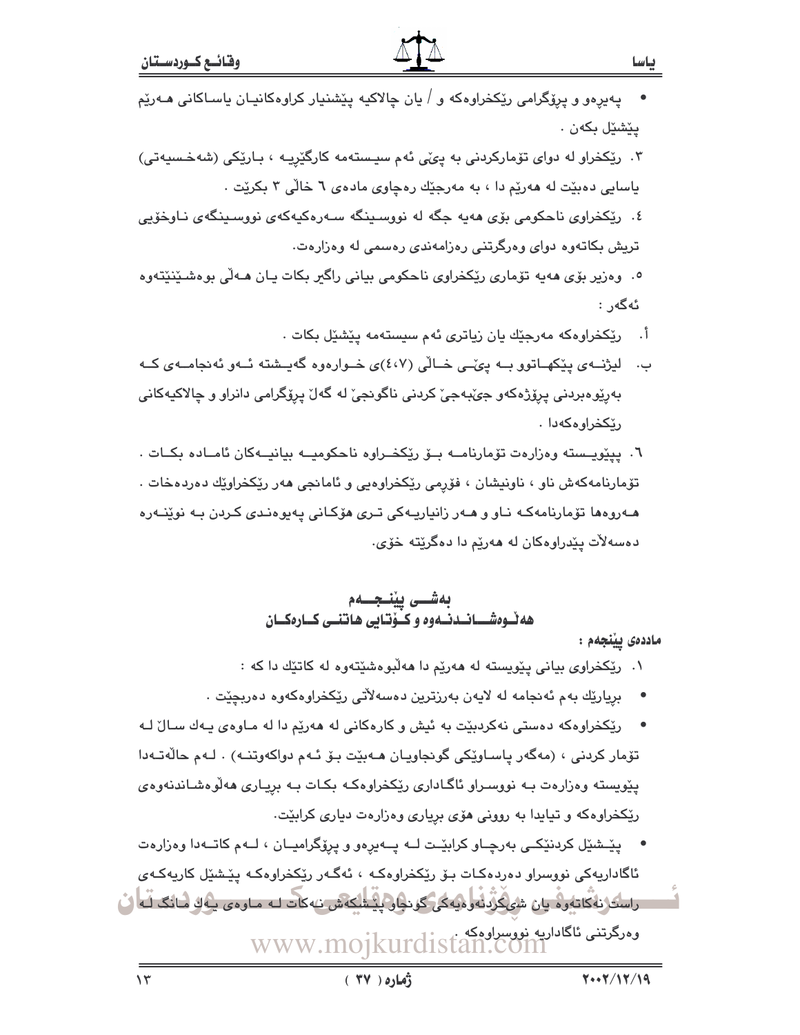- پەیڕەو و پرۆگرامی ڕێکخراوەکە و / یان چالاکیە پێشنیار کراوەکانیان یاساکانی هەرێم پێشێل بکەن .

٣. ڕێکخراو لە دوای تۆمارکردنی بە پێی ئەم سیستەمە کارگێڕیە ، بارێکی (شەخسیەتی) یاسایی دەبێت لە هەرێم دا ، بە مەرجێك ڕەچاوی مادەی ٦ خاڵی ٣ بکرێت .

٤. ڕێکخراوی ناحکومی بۆی هەیە جگە لە نووسینگە سەرەکیەکەی نووسینگەی ناوخۆیی تریش بکاتەوە دوای وەرگرتنی ڕەزامەندی ڕەسمی لە وەزارەت.

٥. وەزیر بۆی هەیە تۆماری ڕێکخراوی ناحکومی بیانی ڕاگیر بکات یان هەڵی بوەشێنێتەوە ئەگەر :

أ. ڕێکخراوەکە مەرجێك یان زیاتری ئەم سیستەمە پێشێل بکات .

ب. لیژنەی پێکهاتوو بە پێی خاڵی (٤،٧)ی خوارەوە گەیشتە ئەو ئەنجامەی کە بەڕێوەبردنی پرۆژەکەو جێبەجێ کردنی ناگونجێ لە گەڵ پرۆگرامی دانراو و چالاکیەکانی ڕێکخراوەکەدا .

٦. پێویستە وەزارەت تۆمارنامە بۆ ڕێکخراوە ناحکومیە بیانیەکان ئامادە بکات . تۆمارنامەکەش ناو ، ناونیشان ، فۆرمی ڕێکخراوەیی و ئامانجی هەر ڕێکخراوێك دەردەخات . هەروەها تۆمارنامەکە ناو و هەر زانیاریەکی تری هۆکانی پەیوەندی کردن بە نوێنەرە دەسەڵاتە پێدراوەکان لە هەرێم دا دەگرێتە خۆی.

## بەشی پێنجەم
## هەڵوەشاندنەوە و کۆتایی هاتنی کارەکان

**ماددەی پێنجەم :**

١. ڕێکخراوی بیانی پێویستە لە هەرێم دا هەڵبوەشێتەوە لە کاتێك دا کە :

- بڕیارێك بەم ئەنجامە لە لایەن بەرزترین دەسەڵاتی ڕێکخراوەکەوە دەربچێت .

- ڕێکخراوەکە دەستی نەکردبێت بە ئیش و کارەکانی لە هەرێم دا لە ماوەی یەك ساڵ لە تۆمار کردنی ، (مەگەر پاساوێکی گونجاویان هەبێت بۆ ئەم دواکەوتنە) . لەم حاڵەتەدا پێویستە وەزارەت بە نووسراو ئاگاداری ڕێکخراوەکە بکات بە بڕیاری هەڵوەشاندنەوەی ڕێکخراوەکە و تیایدا بە ڕوونی هۆی بڕیاری وەزارەت دیاری کرابێت.

- پێشێل کردنێکی بەرچاو کرابێت لە پەیڕەو و پرۆگرامیان ، لەم کاتەدا وەزارەت ئاگاداریەکی نووسراو دەردەکات بۆ ڕێکخراوەکە ، ئەگەر ڕێکخراوەکە پێشێل کاریەکەی ڕاست نەکاتەوە یان شی کردنەوەیەکی گونجاو پێشکەش نەکات لە ماوەی یەك مانگ لە وەرگرتنی ئاگاداریە نووسراوەکە .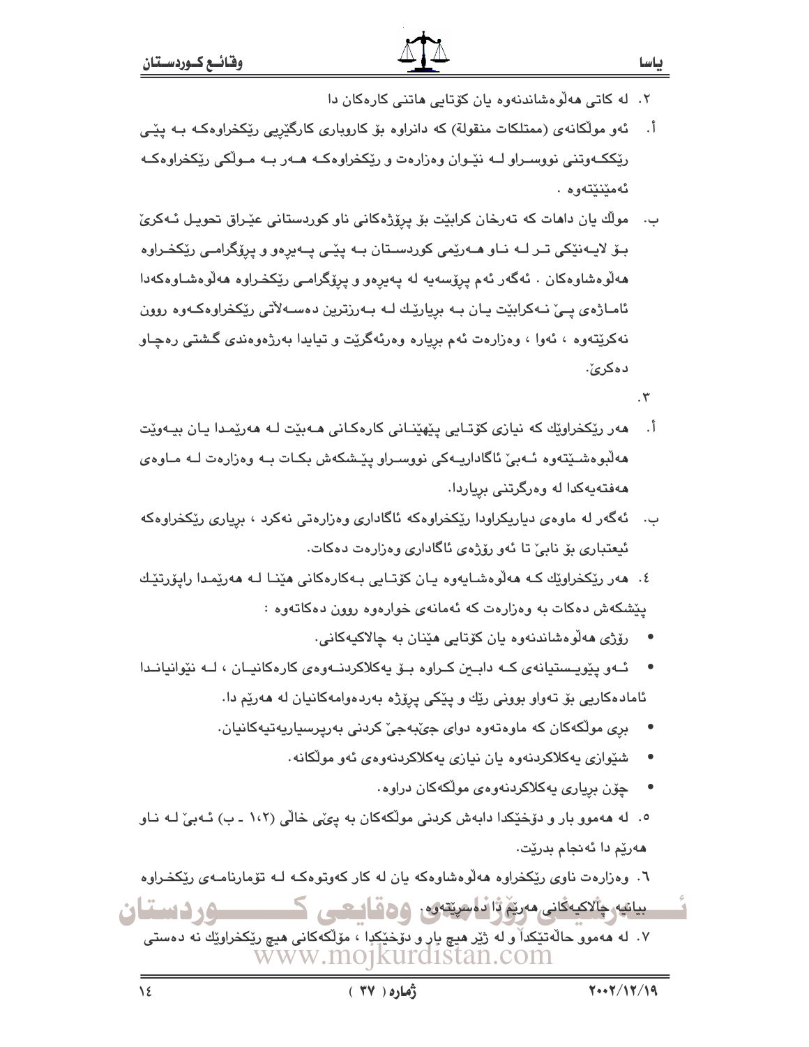٢. له كاتى هەڵوەشاندنەوە يان كۆتايى هاتنى كارەكان دا

أ. ئەو موڵكانەى (ممتلكات منقولة) كە دانراوە بۆ كاروبارى كارگێڕيى ڕێكخراوەكە بە پێى ڕێككەوتنى نووسراو لە نێوان وەزارەت و ڕێكخراوەكە هەر بە موڵكى ڕێكخراوەكە ئەمێنێتەوە .

ب. موڵك يان داهات كە تەرخان كرابێت بۆ پرۆژەكانى ناو كوردستانى عێراق تحويل ئەكرێ بۆ لايەنێكى تر لە ناو هەرێمى كوردستان بە پێى پەيرەو و پرۆگرامى ڕێكخراوە هەڵوەشاوەكان . ئەگەر ئەم پرۆسەيە لە پەيرەو و پرۆگرامى ڕێكخراوە هەڵوەشاوەكەدا ئاماژەى پێ نەكرابێت يان بە بڕيارێك لە بەرزترين دەسەڵاتى ڕێكخراوەكەوە ڕوون نەكرێتەوە ، ئەوا ، وەزارەت ئەم بڕيارە وەرئەگرێت و تيايدا بەرژەوەندى گشتى ڕەچاو دەكرێ.

٣.

أ. هەر ڕێكخراوێك كە نيازى كۆتايى پێهێنانى كارەكانى هەبێت لە هەرێمدا يان بيەوێت هەڵبوەشێتەوە ئەبێ ئاگادارىيەكى نووسراو پێشكەش بكات بە وەزارەت لە ماوەى هەفتەيەكدا لە وەرگرتنى بڕياردا.

ب. ئەگەر لە ماوەى دياريكراودا ڕێكخراوەكە ئاگادارى وەزارەتى نەكرد ، بڕيارى ڕێكخراوەكە ئيعتبارى بۆ نابێ تا ئەو ڕۆژەى ئاگادارى وەزارەت دەكات.

٤. هەر ڕێكخراوێك كە هەڵوەشايەوە يان كۆتايى بەكارەكانى هێنا لە هەرێمدا ڕاپۆرتێك پێشكەش دەكات بە وەزارەت كە ئەمانەى خوارەوە ڕوون دەكاتەوە :

- ڕۆژى هەڵوەشاندنەوە يان كۆتايى هێنان بە چالاكيەكانى.
- ئەو پێويستيانەى كە دابين كراوە بۆ يەكلاكردنەوەى كارەكانيان ، لە نێوانياندا ئامادەكاريى بۆ تەواو بوونى ڕێك و پێكى پرۆژە بەردەوامەكانيان لە هەرێم دا.
- بڕى موڵكەكان كە ماوەتەوە دواى جێبەجێ كردنى بەرپرسياريەتيەكانيان.
- شێوازى يەكلاكردنەوە يان نيازى يەكلاكردنەوەى ئەو موڵكانە.
- چۆن بڕيارى يەكلاكردنەوەى موڵكەكان دراوە.

٥. لە هەموو بار و دۆخێكدا دابەش كردنى موڵكەكان بە پێى خاڵى (١،٢ ـ ب) ئەبێ لە ناو هەرێم دا ئەنجام بدرێت.

٦. وەزارەت ناوى ڕێكخراوە هەڵوەشاوەكە يان لە كار كەوتوەكە لە تۆمارنامەى ڕێكخراوە بيانيە چالاكيەكانى هەرێم دا دەسڕێتەوە.

٧. لە هەموو حاڵەتێكدا و لە ژێر هيچ بار و دۆخێكدا ، موڵكەكانى هيچ ڕێكخراوێك نە دەستى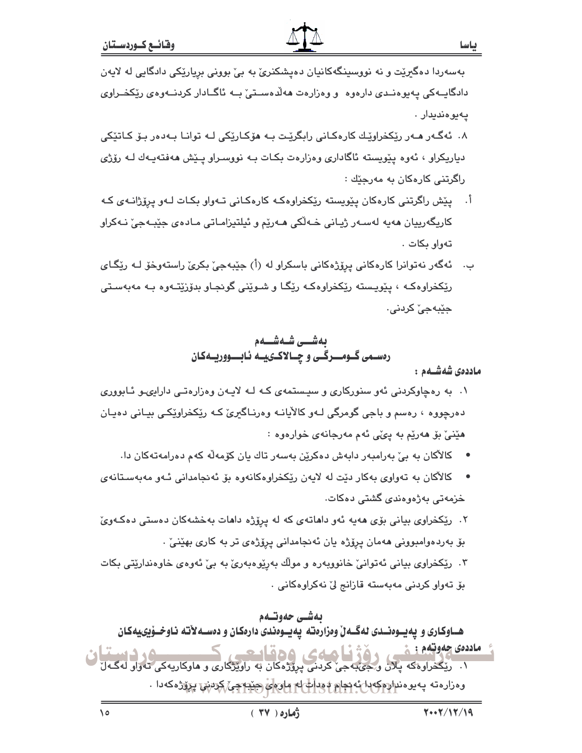بەسەردا دەگیرێت و نە نووسینگەکانیان دەپشکنرێ بە بێ بوونی بڕیارێکی دادگایی لە لایەن دادگایەکی پەیوەندی دارەوە و وەزارەت هەڵدەستێ بە ئاگادار کردنەوەی رێکخراوی پەیوەندیدار .

٨. ئەگەر هەر رێکخراوێك کارەکانی رابگرێت بە هۆکارێکی لە توانا بەدەر بۆ کاتێکی دیاریکراو ، ئەوە پێویستە ئاگاداری وەزارەت بکات بە نووسراو پێش هەفتەیەك لە رۆژی راگرتنی کارەکان بە مەرجێك :

أ. پێش راگرتنی کارەکان پێویستە رێکخراوەکە کارەکانی تەواو بکات لەو پرۆژانەی کە کاریگەرییان هەیە لەسەر ژیانی خەڵکی هەرێم و ئیلتیزاماتی مادەی جێبەجێ نەکراو تەواو بکات .

ب. ئەگەر نەتوانرا کارەکانی پرۆژەکانی باسکراو لە (أ) جێبەجێ بکرێ راستەوخۆ لە رێگای رێکخراوەکە ، پێویستە رێکخراوەکە رێگا و شوێنی گونجاو بدۆزێتەوە بە مەبەستی جێبەجێ کردنی.

## بەشی شەشەم
## رەسمی گومرگی و چالاکییە ئابووریەکان

**ماددەی شەشەم :**

١. بە رەچاوکردنی ئەو سنورکاری و سیستەمەی کە لە لایەن وەزارەتی دارایی و ئابووری دەرچووە ، رەسم و باجی گومرگی لەو کاڵایانە وەرناگیرێ کە رێکخراوێکی بیانی دەیان هێنێ بۆ هەرێم بە پێی ئەم مەرجانەی خوارەوە :

- کاڵاکان بە بێ بەرامبەر دابەش دەکرێن بەسەر تاك یان کۆمەڵە کەم دەرامەتەکان دا.
- کاڵاکان بە تەواوی بەکار دێت لە لایەن رێکخراوەکانەوە بۆ ئەنجامدانی ئەو مەبەستانەی خزمەتی بەژەوەندی گشتی دەکات.

٢. رێکخراوی بیانی بۆی هەیە ئەو داهاتەی کە لە پرۆژە داهات بەخشەکان دەستی دەکەوێ بۆ بەردەوامبوونی هەمان پرۆژە یان ئەنجامدانی پرۆژەی تر بە کاری بهێنێ .

٣. رێکخراوی بیانی ئەتوانێ خانووبەرە و موڵك بەرێوەبەرێ بە بێ ئەوەی خاوەندارێتی بکات بۆ تەواو کردنی مەبەستە قازانج لێ نەکراوەکانی .

## بەشی حەوتەم
## هاوکاری و پەیوەندی لەگەڵ وەزارەتە پەیوەندی دارەکان و دەسەڵاتە ناوخۆییەکان

**ماددەی حەوتەم :**

١. رێکخراوەکە پلان و جێبەجێ کردنی پرۆژەکان بە راوێژکاری و هاوکاریەکی تەواو لەگەڵ وەزارەتە پەیوەندارەکەدا ئەنجام دەدات لە ماوەی جێبەجێ کردنی پرۆژەکەدا .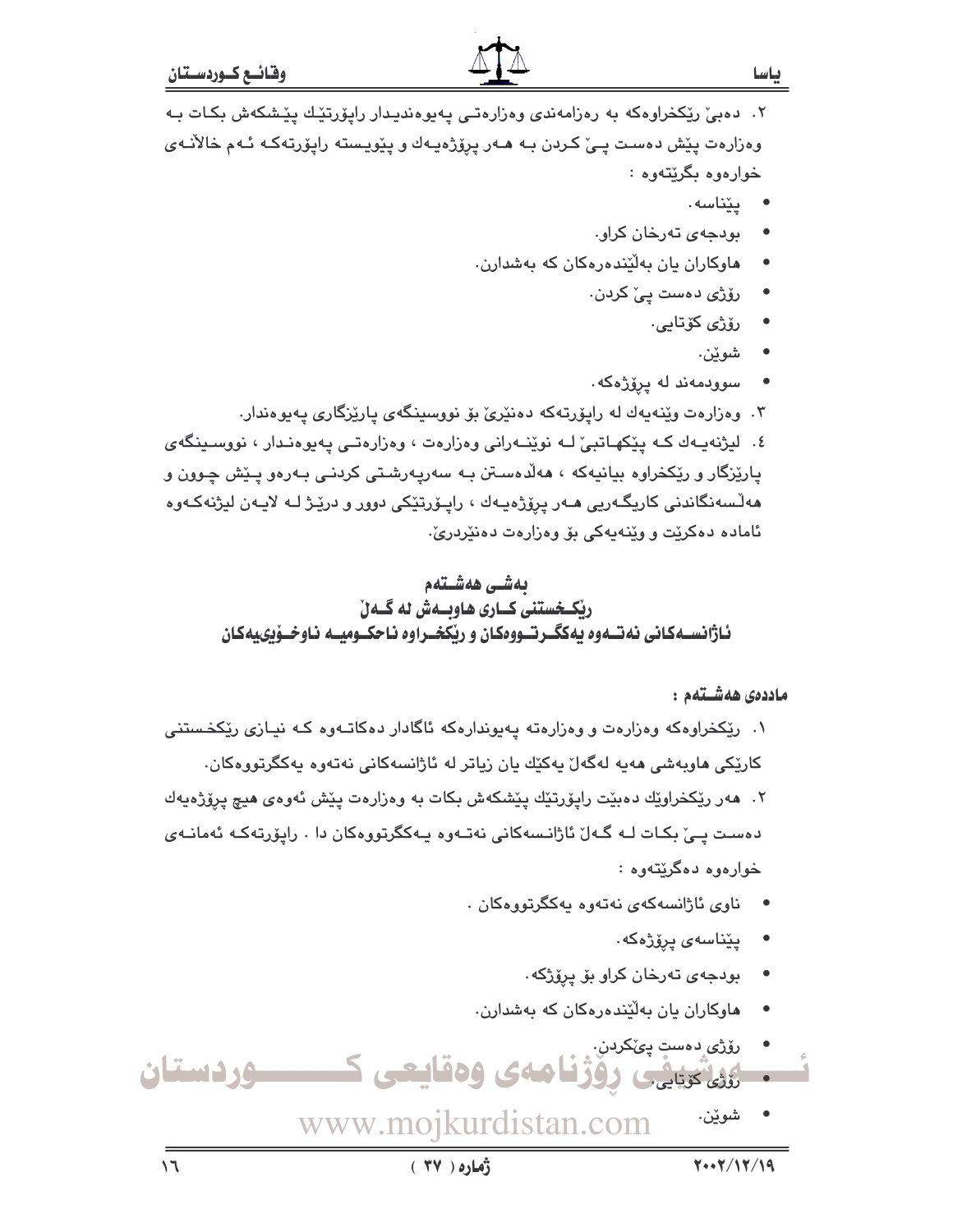٢. دەبێ ڕێکخراوەکە بە ڕەزامەندی وەزارەتی پەیوەندیدار ڕاپۆرتێك پێشکەش بکات بە وەزارەت پێش دەست پێ کردن بە هەر پرۆژەیەك و پێویستە ڕاپۆرتەکە ئەم خاڵانەی خوارەوە بگرێتەوە :

- پێناسە.
- بودجەی تەرخان کراو.
- هاوکاران یان بەڵێندەرەکان کە بەشدارن.
- ڕۆژی دەست پێ کردن.
- ڕۆژی کۆتایی.
- شوێن.
- سوودمەند لە پرۆژەکە.

٣. وەزارەت وێنەیەك لە ڕاپۆرتەکە دەنێرێ بۆ نووسینگەی پارێزگاری پەیوەندار.

٤. لیژنەیەك کە پێکهاتبێ لە نوێنەرانی وەزارەت ، وەزارەتی پەیوەندار ، نووسینگەی پارێزگار و ڕێکخراوە بیانیەکە ، هەڵدەستن بە سەرپەرشتی کردنی بەرەو پێش چوون و هەڵسەنگاندنی کاریگەریی هەر پرۆژەیەك ، ڕاپۆرتێکی دوور و درێژ لە لایەن لیژنەکەوە ئامادە دەکرێت و وێنەیەکی بۆ وەزارەت دەنێردرێ.

## بەشی هەشتەم
## ڕێکخستنی کاری هاوبەش لە گەڵ
## ئاژانسەکانی نەتەوە یەکگرتووەکان و ڕێکخراوە ناحکومیە ناوخۆییەکان

**ماددەی هەشتەم :**

١. ڕێکخراوەکە وەزارەت و وەزارەتە پەیوندارەکە ئاگادار دەکاتەوە کە نیازی ڕێکخستنی کارێکی هاوبەشی هەیە لەگەڵ یەکێك یان زیاتر لە ئاژانسەکانی نەتەوە یەکگرتووەکان.

٢. هەر ڕێکخراوێك دەبێت ڕاپۆرتێك پێشکەش بکات بە وەزارەت پێش ئەوەی هیچ پرۆژەیەك دەست پێ بکات لە گەڵ ئاژانسەکانی نەتەوە یەکگرتووەکان دا . ڕاپۆرتەکە ئەمانەی خوارەوە دەگرێتەوە :

- ناوی ئاژانسەکەی نەتەوە یەکگرتووەکان .
- پێناسەی پرۆژەکە.
- بودجەی تەرخان کراو بۆ پرۆژکە.
- هاوکاران یان بەڵێندەرەکان کە بەشدارن.
- ڕۆژی دەست پێکردن.
- ڕۆژی کۆتایی.
- شوێن.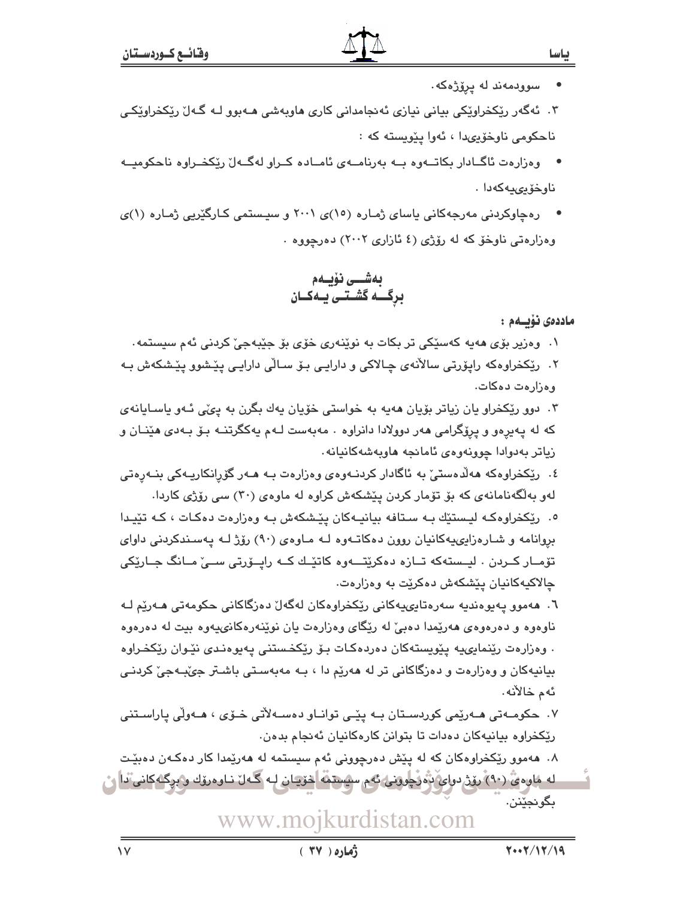- سوودمەند لە پرۆژەكە.

٣. ئەگەر ڕێكخراوێكی بیانی نیازی ئەنجامدانی كاری هاوبەشی هەبوو لە گەڵ ڕێكخراوێكی ناحكومی ناوخۆییدا ، ئەوا پێویستە كە :

- وەزارەت ئاگادار بكاتەوە بە بەرنامەی ئامادە كراو لەگەڵ ڕێكخراوە ناحكومیە ناوخۆییەكەدا .
- ڕەچاوكردنی مەرجەكانی یاسای ژمارە (١٥)ی ٢٠٠١ و سیستمی كارگێڕیی ژمارە (١)ی وەزارەتی ناوخۆ كە لە ڕۆژی (٤ ئازاری ٢٠٠٢) دەرچووە .

## بەشی نۆیەم
## بڕگە گشتی یەكان

**ماددەی نۆیەم :**

١. وەزیر بۆی هەیە كەسێكی تر بكات بە نوێنەری خۆی بۆ جێبەجێ كردنی ئەم سیستمە.

٢. ڕێكخراوەكە ڕاپۆرتی ساڵانەی چالاكی و دارایی بۆ ساڵی دارایی پێشوو پێشكەش بە وەزارەت دەكات.

٣. دوو ڕێكخراو یان زیاتر بۆیان هەیە بە خواستی خۆیان یەك بگرن بە پێی ئەو یاسایانەی كە لە پەیڕەو و پرۆگرامی هەر دوولادا دانراوە . مەبەست لەم یەكگرتنە بۆ بەدی هێنان و زیاتر بەدوادا چوونەوەی ئامانجە هاوبەشەكانیانە.

٤. ڕێكخراوەكە هەڵدەستێ بە ئاگادار كردنەوەی وەزارەت بە هەر گۆڕانكارییەكی بنەڕەتی لەو بەڵگەنامانەی كە بۆ تۆمار كردن پێشكەش كراوە لە ماوەی (٣٠) سی ڕۆژی كاردا.

٥. ڕێكخراوەكە لیستێك بە ستافە بیانیەكان پێشكەش بە وەزارەت دەكات ، كە تێیدا بڕوانامە و شارەزایییەكانیان ڕوون دەكاتەوە لە ماوەی (٩٠) ڕۆژ لە پەسندكردنی داوای تۆمار كردن . لیستەكە تازە دەكرێتەوە كاتێك كە ڕاپۆرتی سێ مانگ جارێكی چالاكیەكانیان پێشكەش دەكرێت بە وەزارەت.

٦. هەموو پەیوەندیە سەرەتاییەكانی ڕێكخراوەكان لەگەڵ دەزگاكانی حكومەتی هەرێم لە ناوەوە و دەرەوەی هەرێمدا دەبێ لە ڕێگای وەزارەت یان نوێنەرەكانییەوە بیت لە دەرەوە . وەزارەت ڕێنماییە پێویستەكان دەردەكات بۆ ڕێكخستنی پەیوەندی نێوان ڕێكخراوە بیانیەكان و وەزارەت و دەزگاكانی تر لە هەرێم دا ، بە مەبەستی باشتر جێبەجێ كردنی ئەم خاڵانە.

٧. حكومەتی هەرێمی كوردستان بە پێی توانا و دەسەڵاتی خۆی ، هەوڵی پاراستنی ڕێكخراوە بیانیەكان دەدات تا بتوانن كارەكانیان ئەنجام بدەن.

٨. هەموو ڕێكخراوەكان كە لە پێش دەرچوونی ئەم سیستمە لە هەرێمدا كار دەكەن دەبێت لە ماوەی (٩٠) ڕۆژ دوای دەرچوونی ئەم سیستمە خۆیان لە گەڵ ناوەرۆك و بڕگەكانی دا بگونجێنن.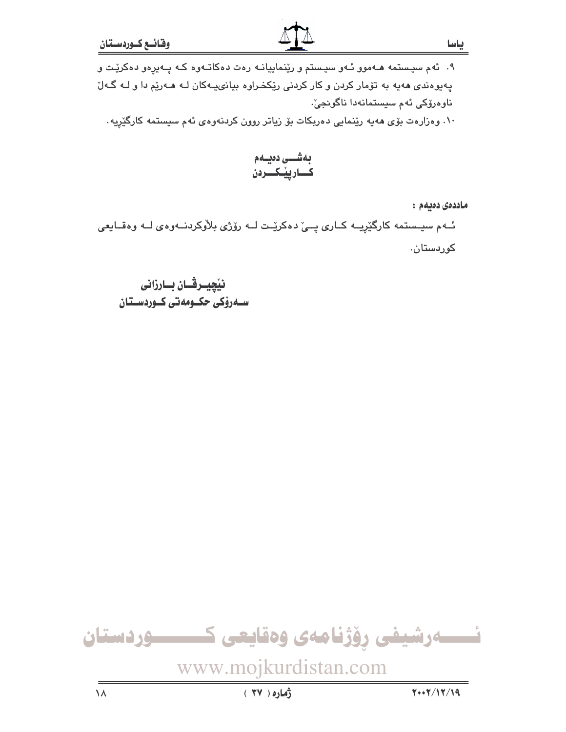٩. ئەم سیستمە هەموو ئەو سیستم و ڕێنماییانە ڕەت دەکاتەوە کە پەیڕەو دەکرێت و پەیوەندی هەیە بە تۆمار کردن و کار کردنی ڕێکخراوە بیانییەکان لە هەرێم دا و لە گەڵ ناوەڕۆکی ئەم سیستمانەدا ناگونجێ.

١٠. وەزارەت بۆی هەیە ڕێنمایی دەربکات بۆ زیاتر ڕوون کردنەوەی ئەم سیستمە کارگێڕیە.

## بەشی دەیەم
## کارپێکردن

**ماددەی دەیەم :**

ئەم سیستمە کارگێڕیە کاری پێ دەکرێت لە ڕۆژی بلاوکردنەوەی لە وەقایعی کوردستان.

**نێچیرڤان بارزانی**
**سەرۆکی حکومەتی کوردستان**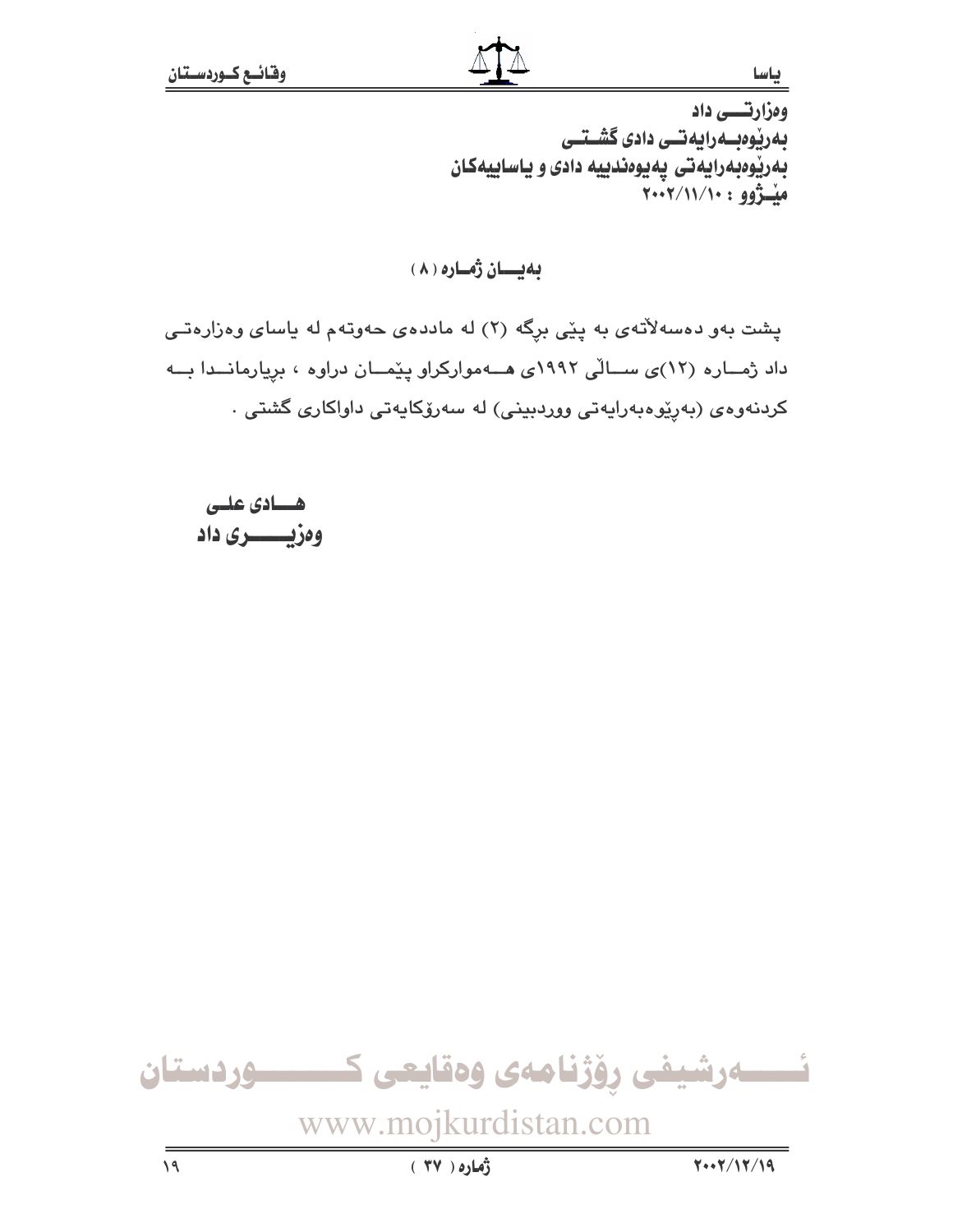وەزارەتی داد
بەڕێوەبەرایەتی دادی گشتی
بەڕێوەبەرایەتی پەیوەندییە دادی و یاساییەکان
مێژوو : ٢٠٠٢/١١/١٠

## بەیان ژمارە (٨)

پشت بەو دەسەڵاتەی بە پێی بڕگە (٢) لە ماددەی حەوتەم لە یاسای وەزارەتی داد ژمارە (١٢)ی ساڵی ١٩٩٢ی هەموارکراو پێمان دراوە ، بڕیارماندا بە کردنەوەی (بەڕێوەبەرایەتی ووردبینی) لە سەرۆکایەتی داواکاری گشتی .

**هادی علی**
**وەزیری داد**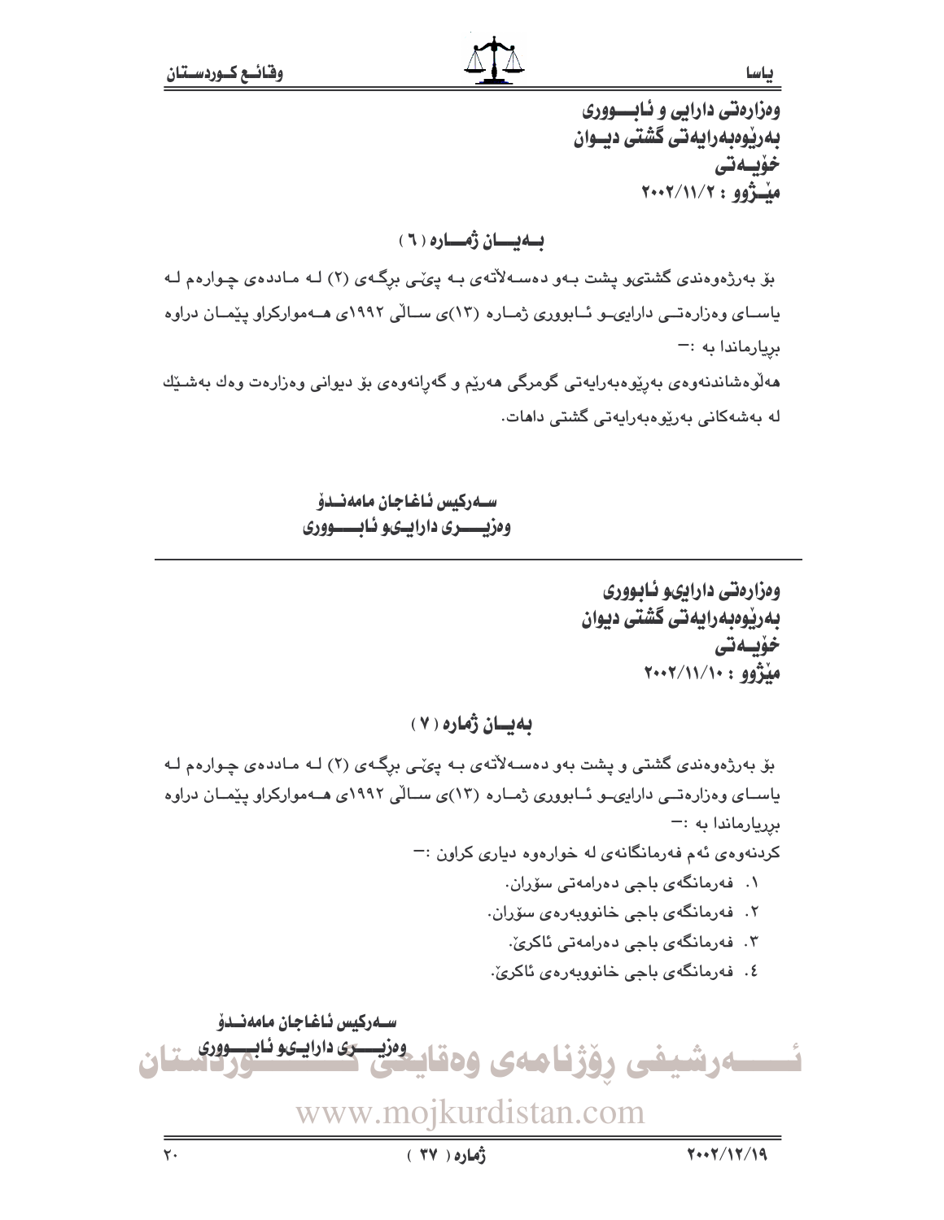وەزارەتی دارایی و ئابووری
بەڕێوەبەرایەتی گشتی دیوان
خۆیەتی
مێژوو : ٢٠٠٢/١١/٢

## بەیان ژمارە ( ٦ )

بۆ بەرژەوەندی گشتیو پشت بەو دەسەلاتەی بە پێی برگەی (٢) لە ماددەی چوارەم لە یاسای وەزارەتی دارایی‌و ئابووری ژمارە (١٣)ی ساڵی ١٩٩٢ی هەموارکراو پێمان دراوە بریارماندا بە :-

هەڵوەشاندنەوەی بەڕێوەبەرایەتی گومرگی هەرێم و گەڕانەوەی بۆ دیوانی وەزارەت وەك بەشێك لە بەشەکانی بەڕێوەبەرایەتی گشتی داهات.

سەرکیس ئاغاجان مامەندۆ
وەزیری دارایی‌و ئابووری

---

وەزارەتی دارایی‌و ئابووری
بەڕێوەبەرایەتی گشتی دیوان
خۆیەتی
مێژوو : ٢٠٠٢/١١/١٠

## بەیان ژمارە ( ٧ )

بۆ بەرژەوەندی گشتی و پشت بەو دەسەلاتەی بە پێی برگەی (٢) لە ماددەی چوارەم لە یاسای وەزارەتی دارایی‌و ئابووری ژمارە (١٣)ی ساڵی ١٩٩٢ی هەموارکراو پێمان دراوە بریارماندا بە :-

کردنەوەی ئەم فەرمانگانەی لە خوارەوە دیاری کراون :-

١. فەرمانگەی باجی دەرامەتی سۆران.
٢. فەرمانگەی باجی خانووبەرەی سۆران.
٣. فەرمانگەی باجی دەرامەتی ئاکرێ.
٤. فەرمانگەی باجی خانووبەرەی ئاکرێ.

سەرکیس ئاغاجان مامەندۆ
وەزیری دارایی‌و ئابووری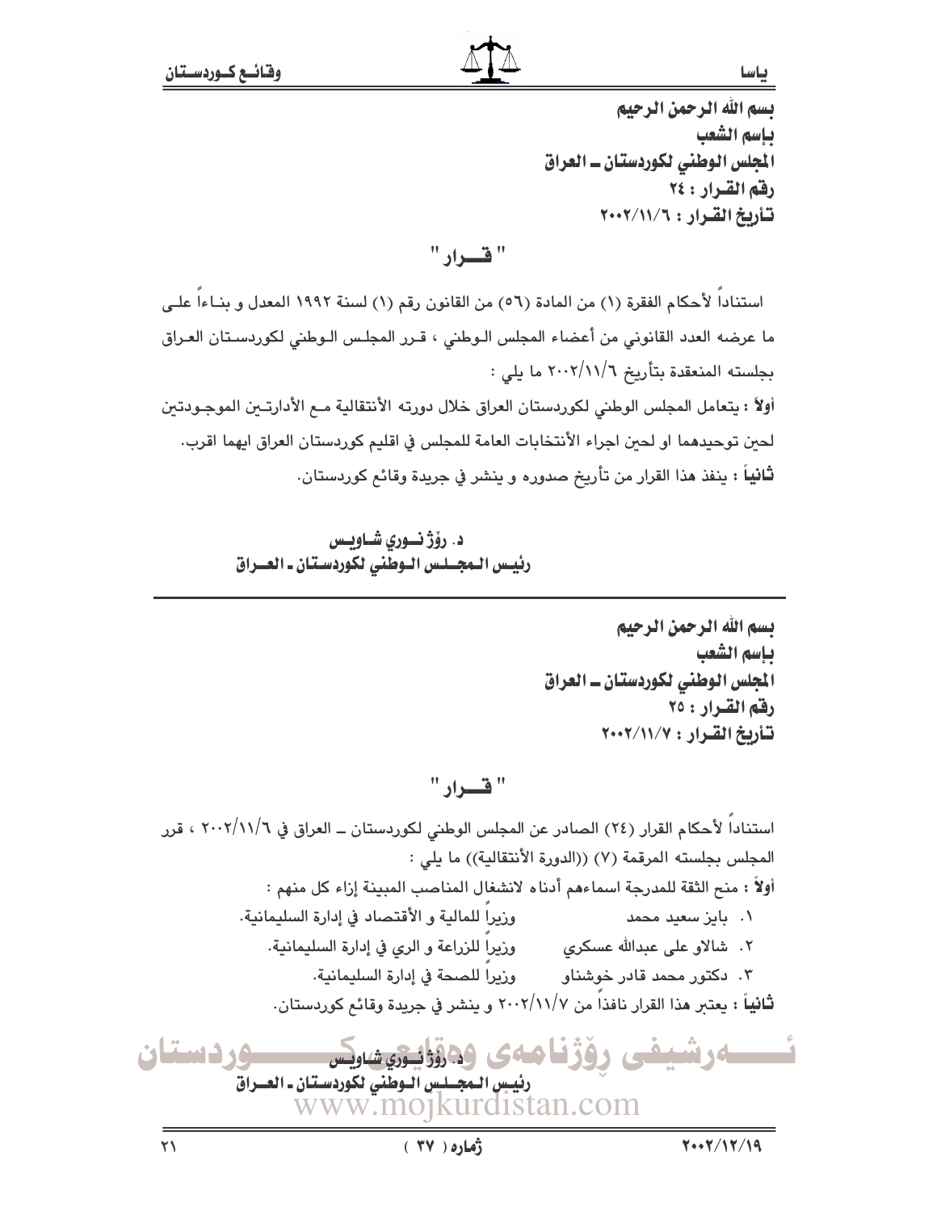بسم الله الرحمن الرحيم
بإسم الشعب
المجلس الوطني لكوردستان ــ العراق
رقم القرار : ٢٤
تأريخ القرار : ٢٠٠٢/١١/٦

## " قـــرار "

استناداً لأحكام الفقرة (١) من المادة (٥٦) من القانون رقم (١) لسنة ١٩٩٢ المعدل و بنـاءاً علـى ما عرضه العدد القانوني من أعضاء المجلس الـوطني ، قـرر المجلـس الـوطني لكوردسـتان العـراق بجلسته المنعقدة بتأريخ ٢٠٠٢/١١/٦ ما يلي :

**أولاً** : يتعامل المجلس الوطني لكوردستان العراق خلال دورته الأنتقالية مـع الأدارتـين الموجـودتين لحين توحيدهما او لحين اجراء الأنتخابات العامة للمجلس في اقليم كوردستان العراق ايهما اقرب.

**ثانياً** : ينفذ هذا القرار من تأريخ صدوره و ينشر في جريدة وقائع كوردستان.

**د. رۆژ نـــوري شـاويـس**
**رئيـس الـمجـلـس الـوطني لكوردسـتان ـ العـراق**

---

بسم الله الرحمن الرحيم
بإسم الشعب
المجلس الوطني لكوردستان ــ العراق
رقم القرار : ٢٥
تأريخ القرار : ٢٠٠٢/١١/٧

## " قـــرار "

استناداً لأحكام القرار (٢٤) الصادر عن المجلس الوطني لكوردستان ــ العراق في ٢٠٠٢/١١/٦ ، قرر المجلس بجلسته المرقمة (٧) ((الدورة الأنتقالية)) ما يلي :

**أولاً** : منح الثقة للمدرجة اسماءهم أدناه لانشغال المناصب المبينة إزاء كل منهم :

١. بايز سعيد محمد وزيراً للمالية و الأقتصاد في إدارة السليمانية.
٢. شالاو على عبدالله عسكري وزيراً للزراعة و الري في إدارة السليمانية.
٣. دكتور محمد قادر خوشناو وزيراً للصحة في إدارة السليمانية.

**ثانياً** : يعتبر هذا القرار نافذاً من ٢٠٠٢/١١/٧ و ينشر في جريدة وقائع كوردستان.

**د. رۆژ نـــوري شـاويـس**
**رئيـس الـمجـلـس الـوطني لكوردسـتان ـ العـراق**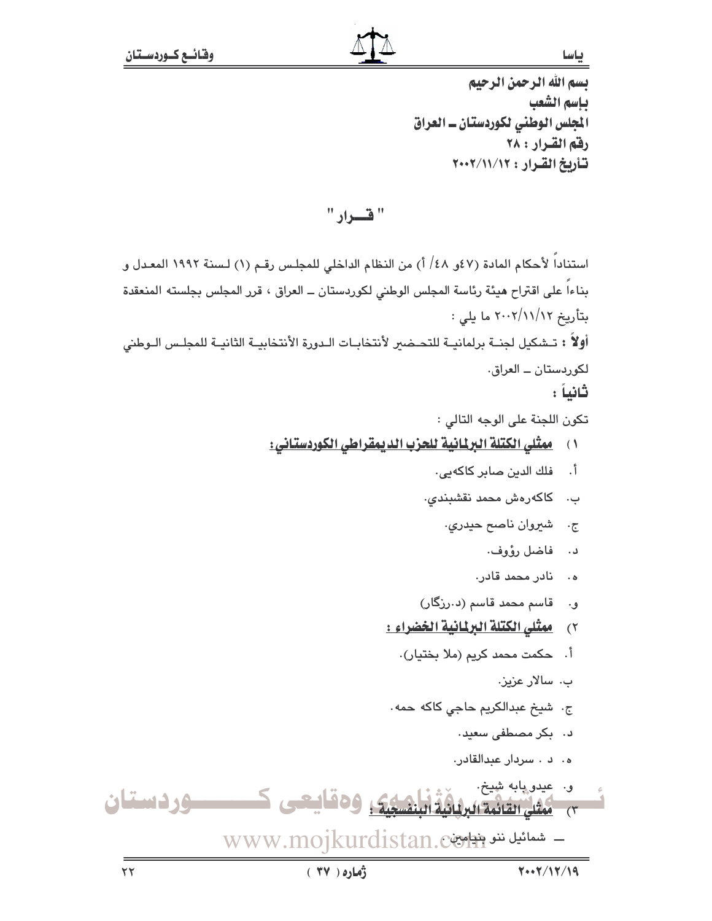بسم الله الرحمن الرحيم
بإسم الشعب
المجلس الوطني لكوردستان ـ العراق
رقم القرار : ٢٨
تأريخ القرار : ٢٠٠٢/١١/١٢

## " قـــرار "

استناداً لأحكام المادة (٤٧و ٤٨/ أ) من النظام الداخلي للمجلس رقم (١) لسنة ١٩٩٢ المعدل و بناءاً على اقتراح هيئة رئاسة المجلس الوطني لكوردستان ـ العراق ، قرر المجلس بجلسته المنعقدة بتأريخ ٢٠٠٢/١١/١٢ ما يلي :

**أولاً :** تشكيل لجنة برلمانية للتحضير لأنتخابات الدورة الأنتخابية الثانية للمجلس الوطني لكوردستان ـ العراق.

**ثانياً :**

تكون اللجنة على الوجه التالي :

١) **ممثلي الكتلة البرلمانية للحزب الديمقراطي الكوردستاني:**

أ. فلك الدين صابر كاكەيى.
ب. كاكەرەش محمد نقشبندي.
ج. شيروان ناصح حيدري.
د. فاضل رؤوف.
ه. نادر محمد قادر.
و. قاسم محمد قاسم (د.رزگار)

٢) **ممثلي الكتلة البرلمانية الخضراء :**

أ. حكمت محمد كريم (ملا بختيار).
ب. سالار عزيز.
ج. شيخ عبدالكريم حاجي كاكه حمه.
د. بكر مصطفى سعيد.
ه. د . سردار عبدالقادر.
و. عيدو بابه شيخ.

٣) **ممثلي القائمة البرلمانية البنفسجية :**

ـ شمائيل ننو بنيامين.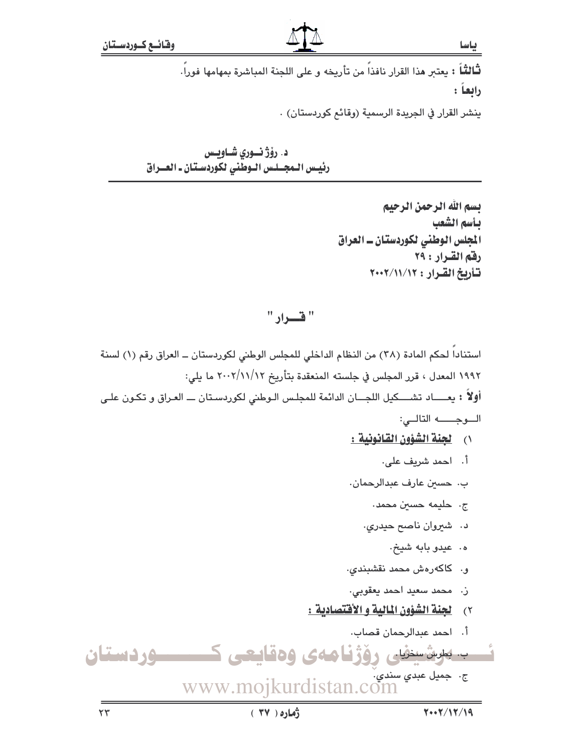**ثالثاً :** يعتبر هذا القرار نافذاً من تأريخه و على اللجنة المباشرة بمهامها فوراً.

**رابعاً :**

ينشر القرار في الجريدة الرسمية (وقائع كوردستان) .

**د. رۆژ نوري شاويس**
**رئيس المجلس الوطني لكوردستان ـ العراق**

---

**بسم الله الرحمن الرحيم**
**بأسم الشعب**
**المجلس الوطني لكوردستان ـ العراق**
**رقم القرار : ٢٩**
**تأريخ القرار : ٢٠٠٢/١١/١٢**

## " قـــرار "

استناداً لحكم المادة (٣٨) من النظام الداخلي للمجلس الوطني لكوردستان ـ العراق رقم (١) لسنة ١٩٩٢ المعدل ، قرر المجلس في جلسته المنعقدة بتأريخ ٢٠٠٢/١١/١٢ ما يلي:

**أولاً :** يعاد تشكيل اللجان الدائمة للمجلس الوطني لكوردستان ـ العراق و تكون على الوجه التالي:

١) **لجنة الشؤون القانونية :**

أ. احمد شريف علي.

ب. حسين عارف عبدالرحمان.

ج. حليمه حسين محمد.

د. شيروان ناصح حيدري.

ه. عيدو بابه شيخ.

و. كاكەرەش محمد نقشبندي.

ز. محمد سعيد احمد يعقوبي.

٢) **لجنة الشؤون المالية و الأقتصادية :**

أ. احمد عبدالرحمان قصاب.

ب. بطرس سخريا.

ج. جميل عبدي سندي.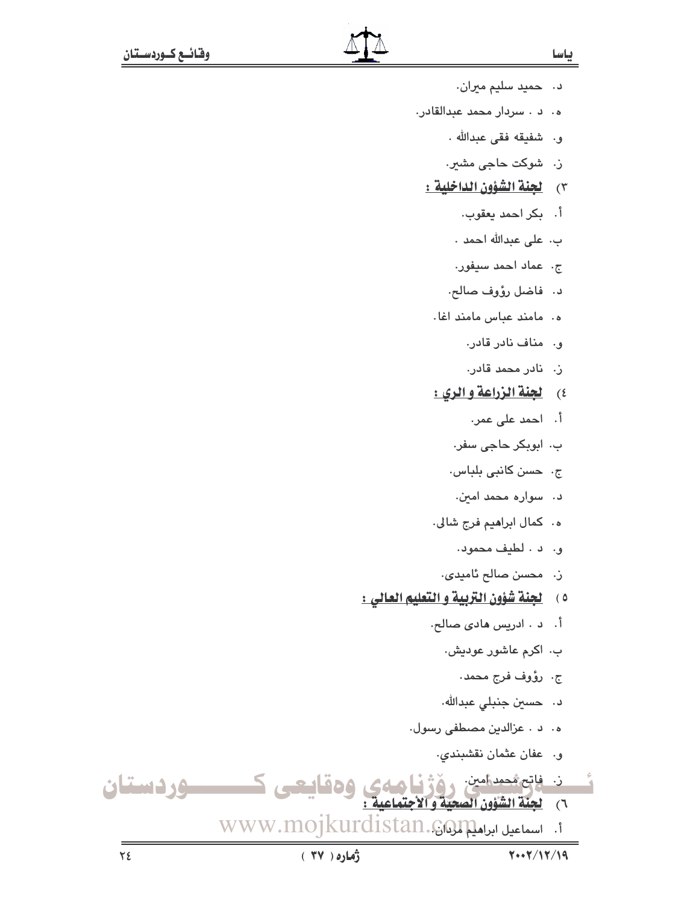د. حميد سليم ميران.

ه. د . سردار محمد عبدالقادر.

و. شفيقه فقى عبدالله .

ز. شوكت حاجى مشير.

٣) **لجنة الشؤون الداخلية :**

أ. بكر احمد يعقوب.

ب. على عبدالله احمد .

ج. عماد احمد سيفور.

د. فاضل رؤوف صالح.

ه. مامند عباس مامند اغا.

و. مناف نادر قادر.

ز. نادر محمد قادر.

٤) **لجنة الزراعة و الري :**

أ. احمد على عمر.

ب. ابوبكر حاجى سفر.

ج. حسن كانبى بلباس.

د. سواره محمد امين.

ه. كمال ابراهيم فرج شالى.

و. د . لطيف محمود.

ز. محسن صالح ئاميدى.

٥) **لجنة شؤون التربية و التعليم العالي :**

أ. د . ادريس هادى صالح.

ب. اكرم عاشور عوديش.

ج. رؤوف فرج محمد.

د. حسين جنبلي عبدالله.

ه. د . عزالدين مصطفى رسول.

و. عفان عثمان نقشبندي.

ز. فاتح محمد امين.

٦) **لجنة الشؤون الصحية و الأجتماعية :**

أ. اسماعيل ابراهيم مردان.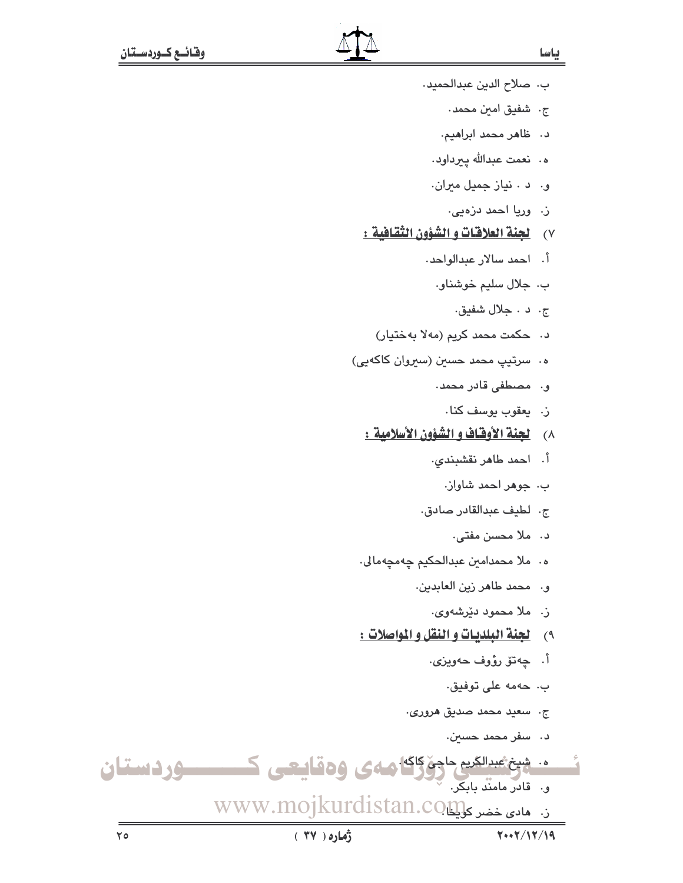ب. صلاح الدين عبدالحميد.

ج. شفيق امين محمد.

د. ظاهر محمد ابراهيم.

ه. نعمت عبدالله پيرداود.

و. د . نياز جميل ميران.

ز. وريا احمد دزەيى.

٧) **لجنة العلاقات و الشؤون الثقافية :**

أ. احمد سالار عبدالواحد.

ب. جلال سليم خوشناو.

ج. د . جلال شفيق.

د. حكمت محمد كريم (مەلا بەختيار)

ه. سرتيپ محمد حسين (سيروان كاكەيى)

و. مصطفى قادر محمد.

ز. يعقوب يوسف كنا.

٨) **لجنة الأوقاف و الشؤون الأسلامية :**

أ. احمد طاهر نقشبندي.

ب. جوهر احمد شاواز.

ج. لطيف عبدالقادر صادق.

د. ملا محسن مفتى.

ه. ملا محمدامين عبدالحكيم چەمچەمالى.

و. محمد طاهر زين العابدين.

ز. ملا محمود دێرشەوى.

٩) **لجنة البلديات و النقل و المواصلات :**

أ. چەتۆ رؤوف حەويزى.

ب. حەمە على توفيق.

ج. سعيد محمد صديق هرورى.

د. سفر محمد حسين.

ه. شيخ عبدالكريم حاجى كاكە.

و. قادر مامند بابكر.

ز. هادى خضر كويخا.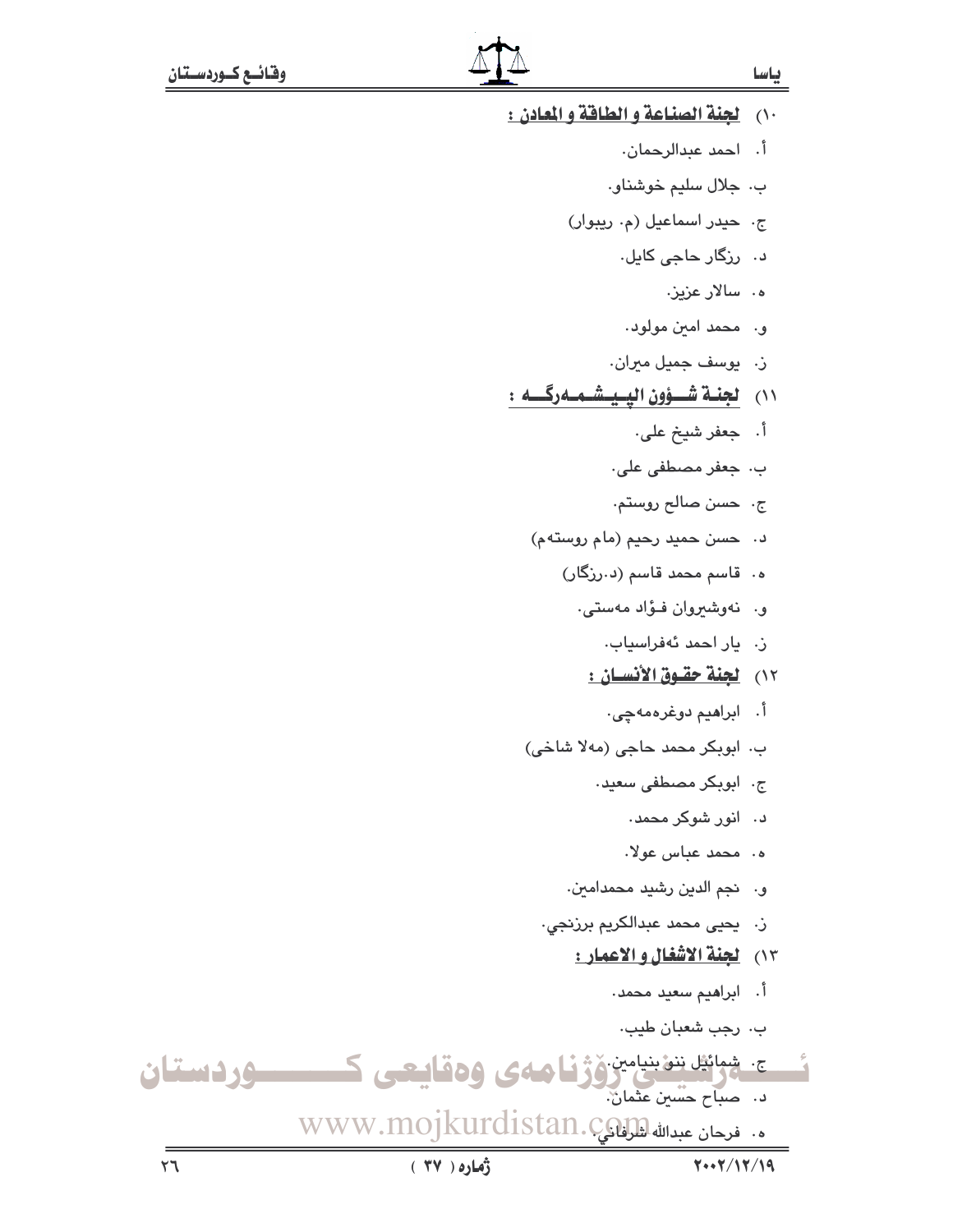١٠) **لجنة الصناعة و الطاقة و المعادن :**

أ. احمد عبدالرحمان.

ب. جلال سليم خوشناو.

ج. حيدر اسماعيل (م. ريبوار)

د. رزگار حاجى كايل.

ه. سالار عزيز.

و. محمد امين مولود.

ز. يوسف جميل ميران.

١١) **لجنة شؤون اليپيشمەرگە :**

أ. جعفر شيخ على.

ب. جعفر مصطفى على.

ج. حسن صالح روستم.

د. حسن حميد رحيم (مام روستەم)

ه. قاسم محمد قاسم (د.رزگار)

و. نەوشيروان فـؤاد مەستى.

ز. يار احمد ئەفراسياب.

١٢) **لجنة حقوق الأنسان :**

أ. ابراهيم دوغرەمەچى.

ب. ابوبكر محمد حاجى (مەلا شاخى)

ج. ابوبكر مصطفى سعيد.

د. انور شوكر محمد.

ه. محمد عباس عولا.

و. نجم الدين رشيد محمدامين.

ز. يحيى محمد عبدالكريم برزنجي.

١٣) **لجنة الاشغال و الاعمار :**

أ. ابراهيم سعيد محمد.

ب. رجب شعبان طيب.

ج. شمائيل ننو بنيامين.

د. صباح حسين عثمان.

ه. فرحان عبدالله شرفاني.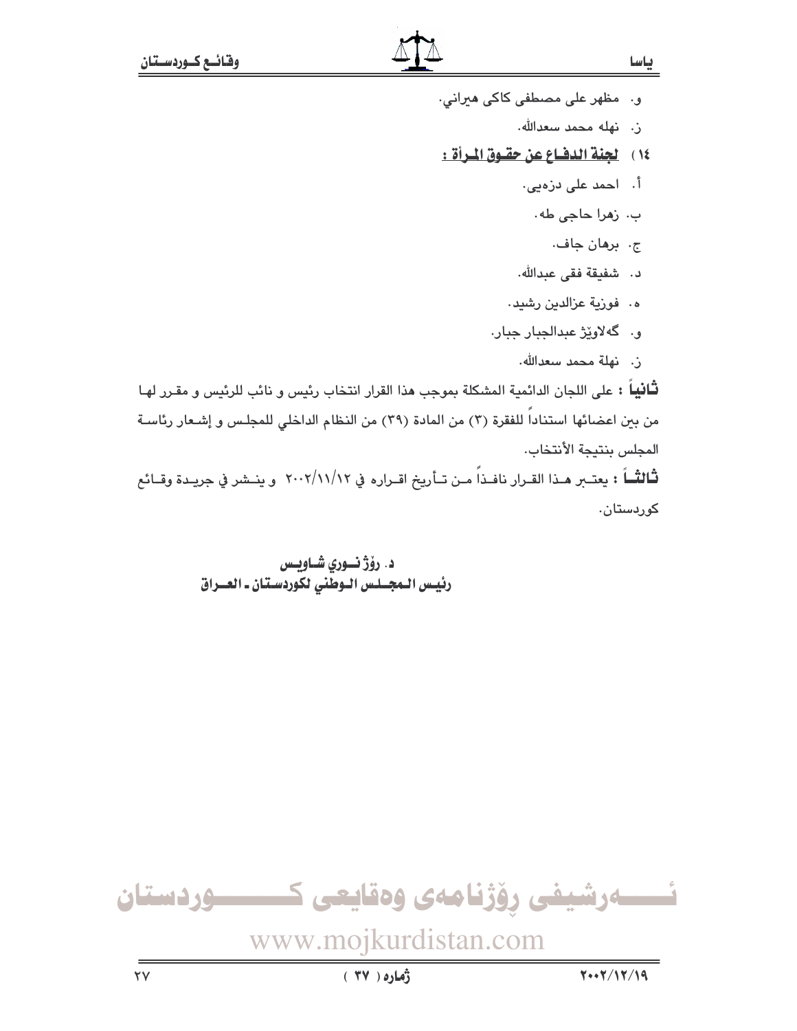و. مظهر علی مصطفی کاکی هیراني.

ز. نهله محمد سعدالله.

١٤) **لجنة الدفاع عن حقوق المرأة :**

أ. احمد علی دزەیی.

ب. زهرا حاجی طه.

ج. برهان جاف.

د. شفیقة فقی عبدالله.

ه. فوزیة عزالدین رشید.

و. گەلاوێژ عبدالجبار جبار.

ز. نهلة محمد سعدالله.

**ثانياً :** على اللجان الدائمية المشكلة بموجب هذا القرار انتخاب رئيس و نائب للرئيس و مقرر لها من بين اعضائها استناداً للفقرة (٣) من المادة (٣٩) من النظام الداخلي للمجلس و إشعار رئاسة المجلس بنتيجة الأنتخاب.

**ثالثاً :** يعتبر هذا القرار نافذاً من تأريخ اقراره في ٢٠٠٢/١١/١٢ و ينشر في جريدة وقائع كوردستان.

**د. رۆژ نوري شاويس**
**رئيس المجلس الوطني لكوردستان ـ العراق**